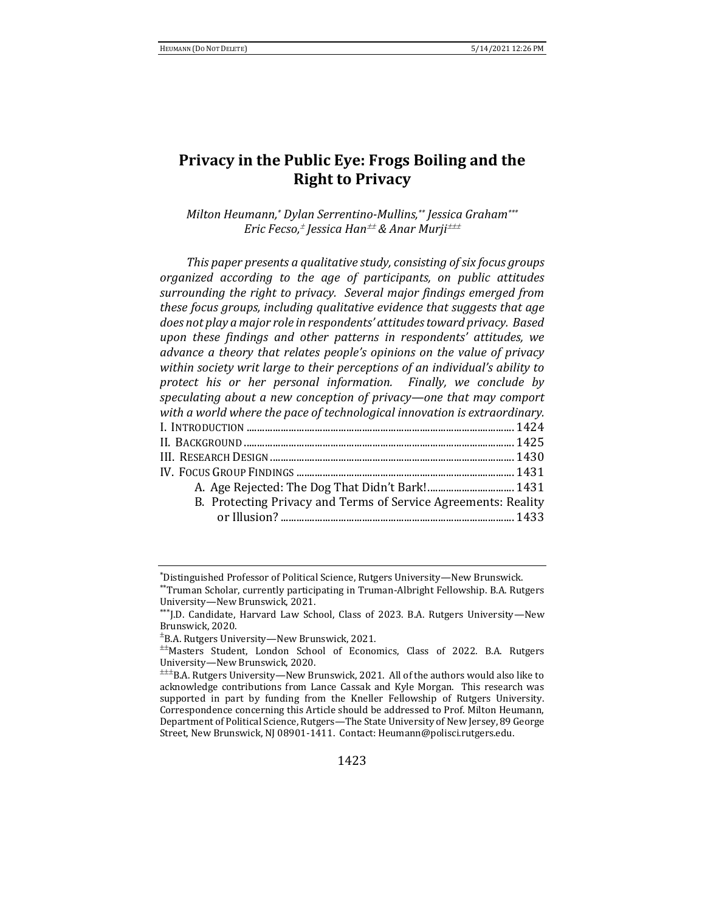# Privacy in the Public Eye: Frogs Boiling and the Right to Privacy

*Milton Heumann,[\*] Dylan Serrentino-Mullins,[\*\*] Jessica Graham[\*\*\*] Eric Fecso,[±] Jessica Han[±±] & Anar Murji[±±±]*

*This paper presents a qualitative study, consisting of six focus groups organized according to the age of participants, on public attitudes surrounding the right to privacy. Several major findings emerged from these focus groups, including qualitative evidence that suggests that age does not play a major role in respondents' attitudes toward privacy. Based upon these findings and other patterns in respondents' attitudes, we advance a theory that relates people's opinions on the value of privacy within society writ large to their perceptions of an individual's ability to protect his or her personal information. Finally, we conclude by speculating about a new conception of privacy—one that may comport with a world where the pace of technological innovation is extraordinary.*

I. Introduction .......... 1424
II. Background .......... 1425
III. Research Design .......... 1430
IV. Focus Group Findings .......... 1431
  A. Age Rejected: The Dog That Didn't Bark! .......... 1431
  B. Protecting Privacy and Terms of Service Agreements: Reality or Illusion? .......... 1433

---

[\*] Distinguished Professor of Political Science, Rutgers University—New Brunswick.

[\*\*] Truman Scholar, currently participating in Truman-Albright Fellowship. B.A. Rutgers University—New Brunswick, 2021.

[\*\*\*] J.D. Candidate, Harvard Law School, Class of 2023. B.A. Rutgers University—New Brunswick, 2020.

[±] B.A. Rutgers University—New Brunswick, 2021.

[±±] Masters Student, London School of Economics, Class of 2022. B.A. Rutgers University—New Brunswick, 2020.

[±±±] B.A. Rutgers University—New Brunswick, 2021. All of the authors would also like to acknowledge contributions from Lance Cassak and Kyle Morgan. This research was supported in part by funding from the Kneller Fellowship of Rutgers University. Correspondence concerning this Article should be addressed to Prof. Milton Heumann, Department of Political Science, Rutgers—The State University of New Jersey, 89 George Street, New Brunswick, NJ 08901-1411. Contact: Heumann@polisci.rutgers.edu.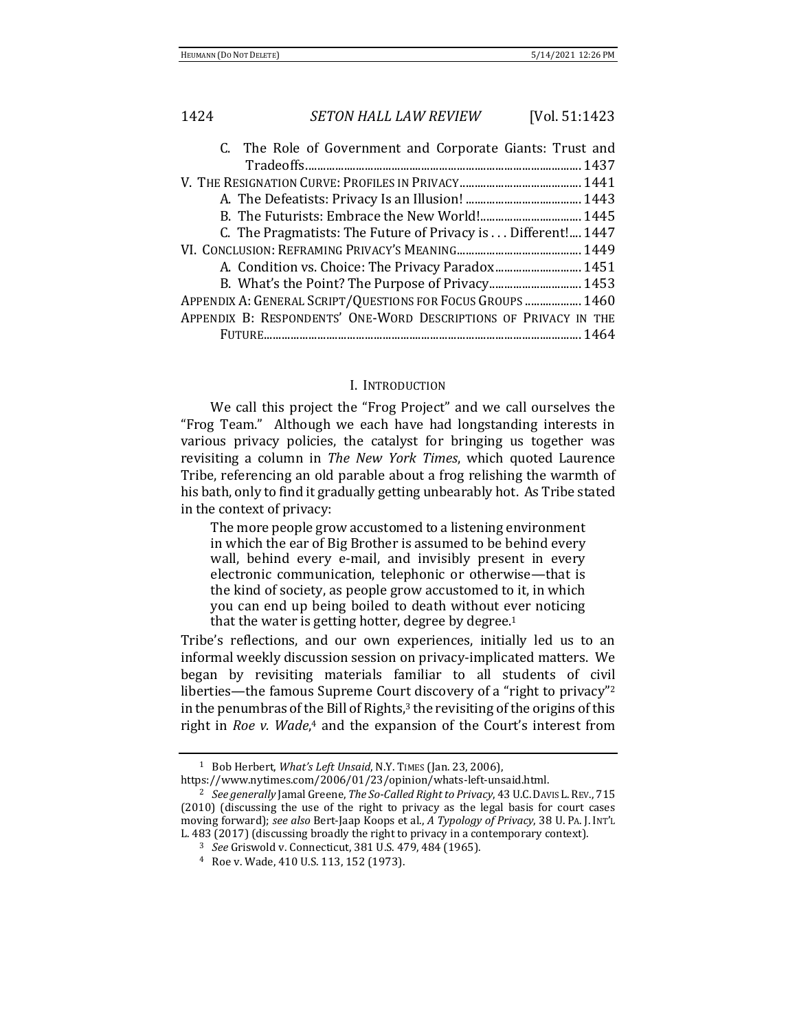C. The Role of Government and Corporate Giants: Trust and Tradeoffs.......... 1437

V. The Resignation Curve: Profiles in Privacy.......... 1441

A. The Defeatists: Privacy Is an Illusion!.......... 1443

B. The Futurists: Embrace the New World!.......... 1445

C. The Pragmatists: The Future of Privacy is . . . Different!.... 1447

VI. Conclusion: Reframing Privacy's Meaning.......... 1449

A. Condition vs. Choice: The Privacy Paradox.......... 1451

B. What's the Point? The Purpose of Privacy.......... 1453

Appendix A: General Script/Questions for Focus Groups.......... 1460

Appendix B: Respondents' One-Word Descriptions of Privacy in the Future.......... 1464

## I. Introduction

We call this project the "Frog Project" and we call ourselves the "Frog Team." Although we each have had longstanding interests in various privacy policies, the catalyst for bringing us together was revisiting a column in *The New York Times*, which quoted Laurence Tribe, referencing an old parable about a frog relishing the warmth of his bath, only to find it gradually getting unbearably hot. As Tribe stated in the context of privacy:

> The more people grow accustomed to a listening environment in which the ear of Big Brother is assumed to be behind every wall, behind every e-mail, and invisibly present in every electronic communication, telephonic or otherwise—that is the kind of society, as people grow accustomed to it, in which you can end up being boiled to death without ever noticing that the water is getting hotter, degree by degree.[1]

Tribe's reflections, and our own experiences, initially led us to an informal weekly discussion session on privacy-implicated matters. We began by revisiting materials familiar to all students of civil liberties—the famous Supreme Court discovery of a "right to privacy"[2] in the penumbras of the Bill of Rights,[3] the revisiting of the origins of this right in *Roe v. Wade*,[4] and the expansion of the Court's interest from

---

[1] Bob Herbert, *What's Left Unsaid*, N.Y. Times (Jan. 23, 2006), https://www.nytimes.com/2006/01/23/opinion/whats-left-unsaid.html.

[2] *See generally* Jamal Greene, *The So-Called Right to Privacy*, 43 U.C. Davis L. Rev., 715 (2010) (discussing the use of the right to privacy as the legal basis for court cases moving forward); *see also* Bert-Jaap Koops et al., *A Typology of Privacy*, 38 U. Pa. J. Int'l L. 483 (2017) (discussing broadly the right to privacy in a contemporary context).

[3] *See* Griswold v. Connecticut, 381 U.S. 479, 484 (1965).

[4] Roe v. Wade, 410 U.S. 113, 152 (1973).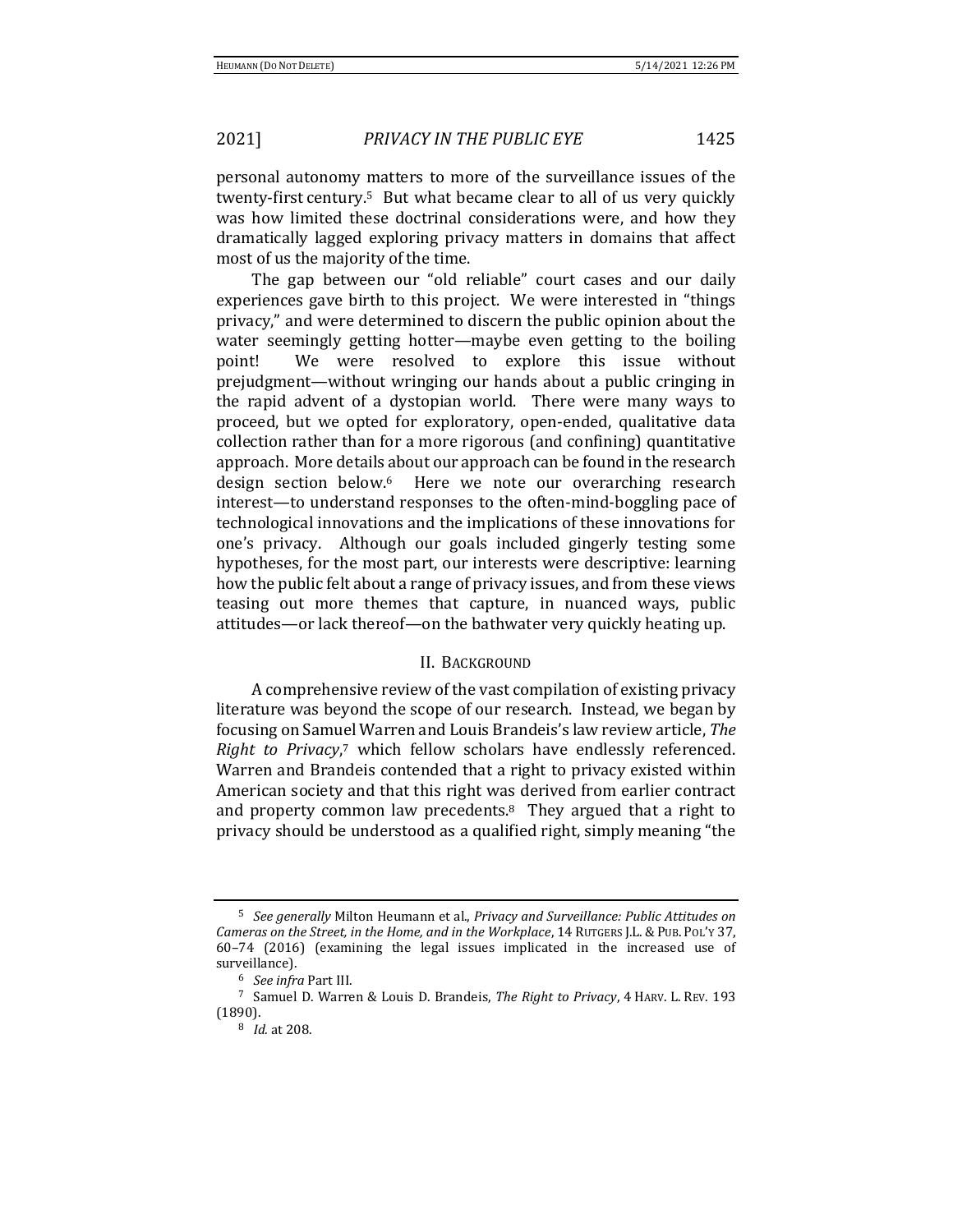personal autonomy matters to more of the surveillance issues of the twenty-first century.[5] But what became clear to all of us very quickly was how limited these doctrinal considerations were, and how they dramatically lagged exploring privacy matters in domains that affect most of us the majority of the time.

The gap between our "old reliable" court cases and our daily experiences gave birth to this project. We were interested in "things privacy," and were determined to discern the public opinion about the water seemingly getting hotter—maybe even getting to the boiling point! We were resolved to explore this issue without prejudgment—without wringing our hands about a public cringing in the rapid advent of a dystopian world. There were many ways to proceed, but we opted for exploratory, open-ended, qualitative data collection rather than for a more rigorous (and confining) quantitative approach. More details about our approach can be found in the research design section below.[6] Here we note our overarching research interest—to understand responses to the often-mind-boggling pace of technological innovations and the implications of these innovations for one's privacy. Although our goals included gingerly testing some hypotheses, for the most part, our interests were descriptive: learning how the public felt about a range of privacy issues, and from these views teasing out more themes that capture, in nuanced ways, public attitudes—or lack thereof—on the bathwater very quickly heating up.

## II. Background

A comprehensive review of the vast compilation of existing privacy literature was beyond the scope of our research. Instead, we began by focusing on Samuel Warren and Louis Brandeis's law review article, *The Right to Privacy*,[7] which fellow scholars have endlessly referenced. Warren and Brandeis contended that a right to privacy existed within American society and that this right was derived from earlier contract and property common law precedents.[8] They argued that a right to privacy should be understood as a qualified right, simply meaning "the

---

[5] *See generally* Milton Heumann et al., *Privacy and Surveillance: Public Attitudes on Cameras on the Street, in the Home, and in the Workplace*, 14 Rutgers J.L. & Pub. Pol'y 37, 60–74 (2016) (examining the legal issues implicated in the increased use of surveillance).

[6] *See infra* Part III.

[7] Samuel D. Warren & Louis D. Brandeis, *The Right to Privacy*, 4 Harv. L. Rev. 193 (1890).

[8] *Id.* at 208.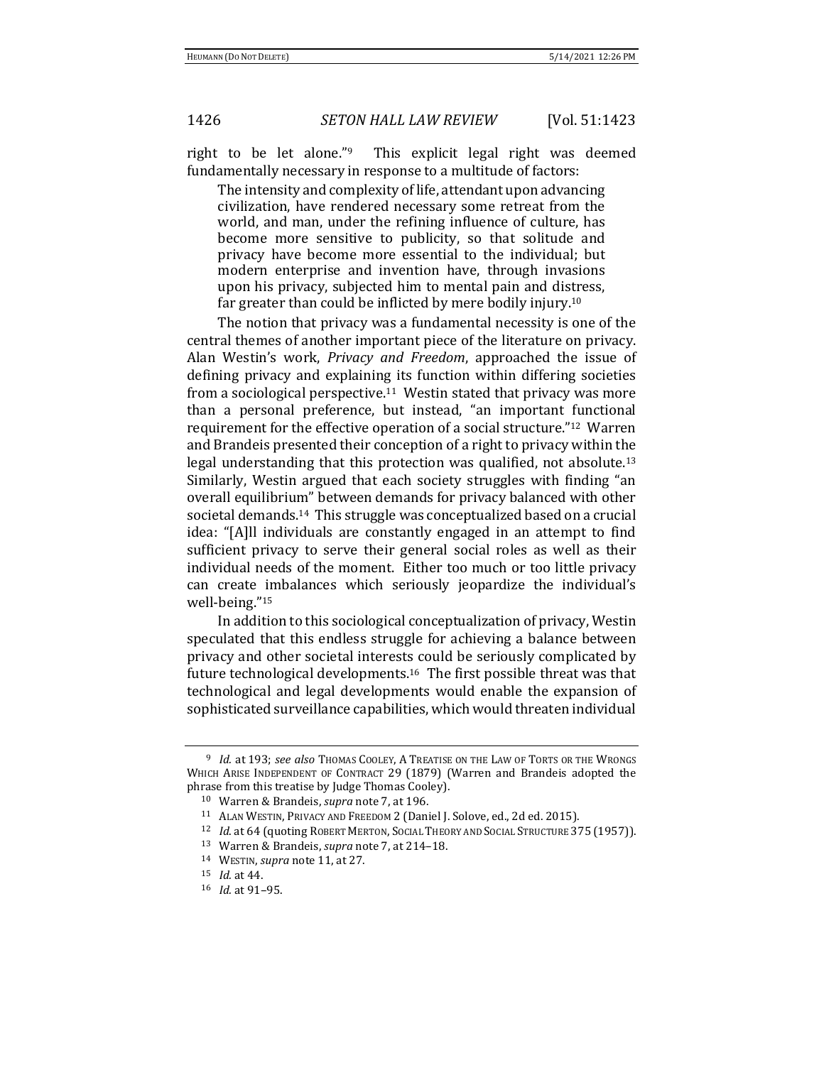right to be let alone."[9] This explicit legal right was deemed fundamentally necessary in response to a multitude of factors:

> The intensity and complexity of life, attendant upon advancing civilization, have rendered necessary some retreat from the world, and man, under the refining influence of culture, has become more sensitive to publicity, so that solitude and privacy have become more essential to the individual; but modern enterprise and invention have, through invasions upon his privacy, subjected him to mental pain and distress, far greater than could be inflicted by mere bodily injury.[10]

The notion that privacy was a fundamental necessity is one of the central themes of another important piece of the literature on privacy. Alan Westin's work, *Privacy and Freedom*, approached the issue of defining privacy and explaining its function within differing societies from a sociological perspective.[11] Westin stated that privacy was more than a personal preference, but instead, "an important functional requirement for the effective operation of a social structure."[12] Warren and Brandeis presented their conception of a right to privacy within the legal understanding that this protection was qualified, not absolute.[13] Similarly, Westin argued that each society struggles with finding "an overall equilibrium" between demands for privacy balanced with other societal demands.[14] This struggle was conceptualized based on a crucial idea: "[A]ll individuals are constantly engaged in an attempt to find sufficient privacy to serve their general social roles as well as their individual needs of the moment. Either too much or too little privacy can create imbalances which seriously jeopardize the individual's well-being."[15]

In addition to this sociological conceptualization of privacy, Westin speculated that this endless struggle for achieving a balance between privacy and other societal interests could be seriously complicated by future technological developments.[16] The first possible threat was that technological and legal developments would enable the expansion of sophisticated surveillance capabilities, which would threaten individual

---

[9] *Id.* at 193; *see also* THOMAS COOLEY, A TREATISE ON THE LAW OF TORTS OR THE WRONGS WHICH ARISE INDEPENDENT OF CONTRACT 29 (1879) (Warren and Brandeis adopted the phrase from this treatise by Judge Thomas Cooley).

[10] Warren & Brandeis, *supra* note 7, at 196.

[11] ALAN WESTIN, PRIVACY AND FREEDOM 2 (Daniel J. Solove, ed., 2d ed. 2015).

[12] *Id.* at 64 (quoting ROBERT MERTON, SOCIAL THEORY AND SOCIAL STRUCTURE 375 (1957)).

[13] Warren & Brandeis, *supra* note 7, at 214–18.

[14] WESTIN, *supra* note 11, at 27.

[15] *Id.* at 44.

[16] *Id.* at 91–95.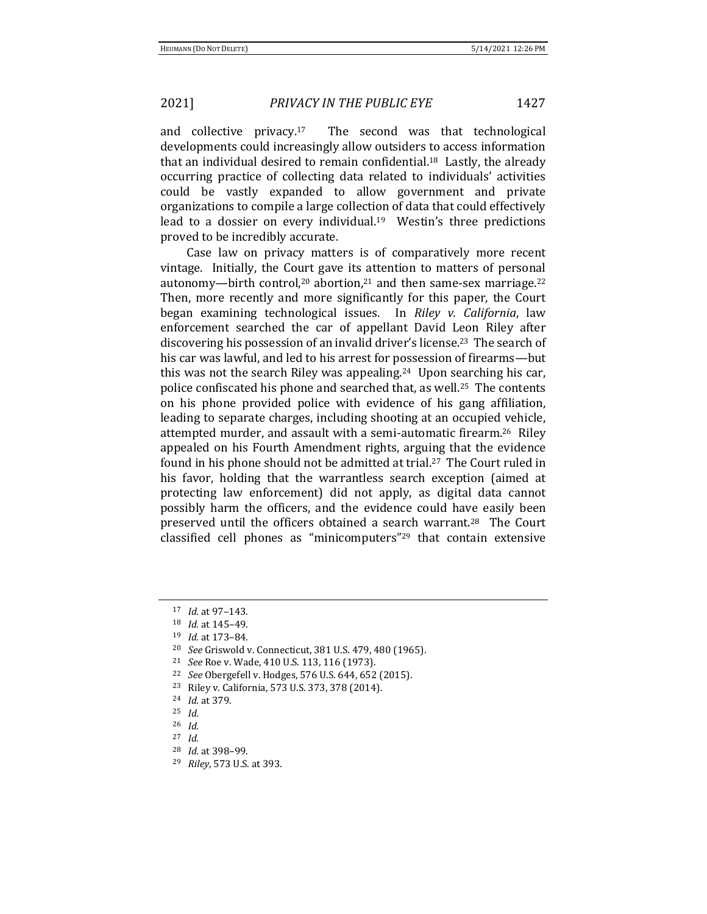and collective privacy.[17] The second was that technological developments could increasingly allow outsiders to access information that an individual desired to remain confidential.[18] Lastly, the already occurring practice of collecting data related to individuals' activities could be vastly expanded to allow government and private organizations to compile a large collection of data that could effectively lead to a dossier on every individual.[19] Westin's three predictions proved to be incredibly accurate.

Case law on privacy matters is of comparatively more recent vintage. Initially, the Court gave its attention to matters of personal autonomy—birth control,[20] abortion,[21] and then same-sex marriage.[22] Then, more recently and more significantly for this paper, the Court began examining technological issues. In *Riley v. California*, law enforcement searched the car of appellant David Leon Riley after discovering his possession of an invalid driver's license.[23] The search of his car was lawful, and led to his arrest for possession of firearms—but this was not the search Riley was appealing.[24] Upon searching his car, police confiscated his phone and searched that, as well.[25] The contents on his phone provided police with evidence of his gang affiliation, leading to separate charges, including shooting at an occupied vehicle, attempted murder, and assault with a semi-automatic firearm.[26] Riley appealed on his Fourth Amendment rights, arguing that the evidence found in his phone should not be admitted at trial.[27] The Court ruled in his favor, holding that the warrantless search exception (aimed at protecting law enforcement) did not apply, as digital data cannot possibly harm the officers, and the evidence could have easily been preserved until the officers obtained a search warrant.[28] The Court classified cell phones as "minicomputers"[29] that contain extensive

---

[17] *Id.* at 97–143.

[18] *Id.* at 145–49.

[19] *Id.* at 173–84.

[20] *See* Griswold v. Connecticut, 381 U.S. 479, 480 (1965).

[21] *See* Roe v. Wade, 410 U.S. 113, 116 (1973).

[22] *See* Obergefell v. Hodges, 576 U.S. 644, 652 (2015).

[23] Riley v. California, 573 U.S. 373, 378 (2014).

[24] *Id.* at 379.

[25] *Id.*

[26] *Id.*

[27] *Id.*

[28] *Id.* at 398–99.

[29] *Riley*, 573 U.S. at 393.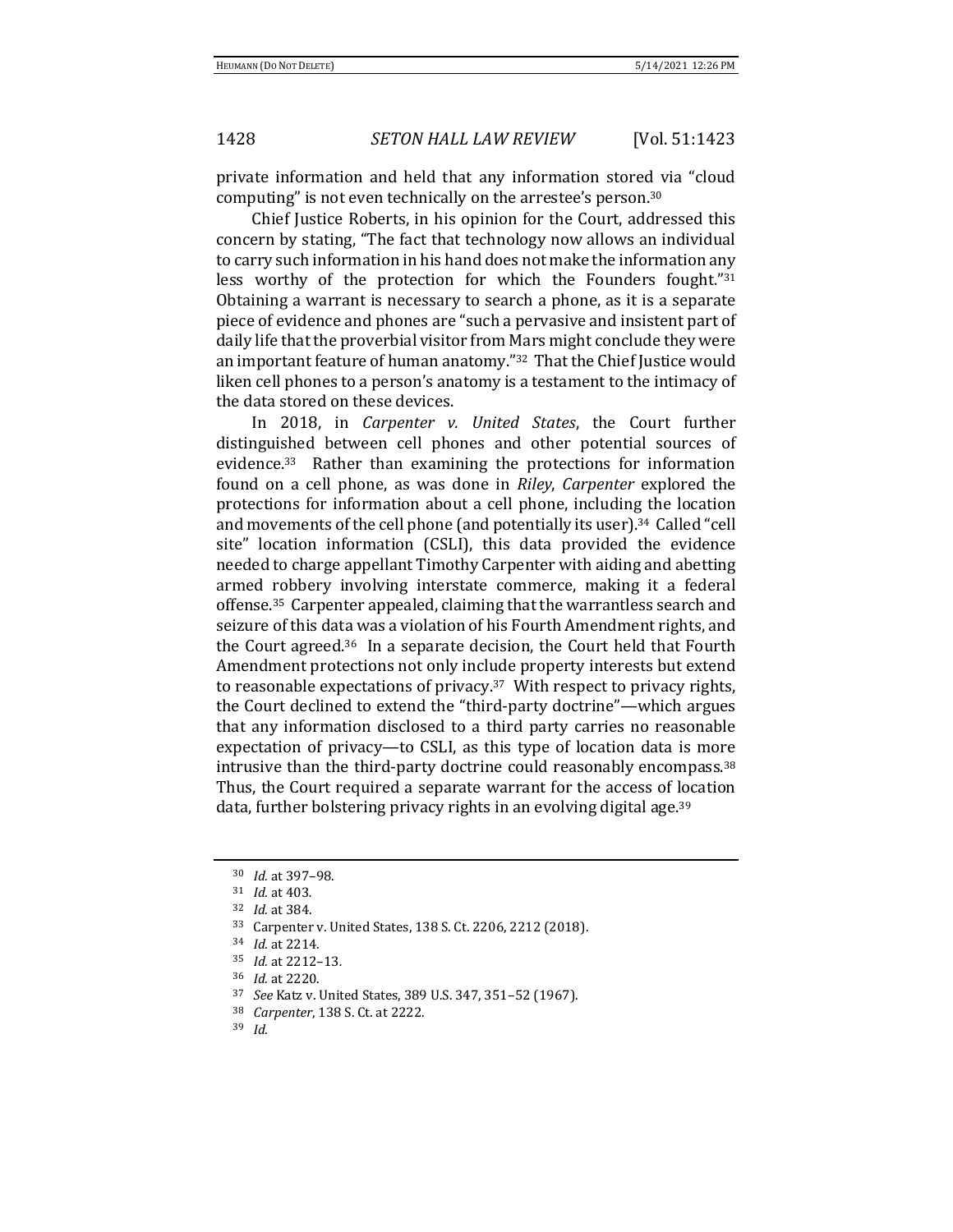private information and held that any information stored via "cloud computing" is not even technically on the arrestee's person.[30]

Chief Justice Roberts, in his opinion for the Court, addressed this concern by stating, "The fact that technology now allows an individual to carry such information in his hand does not make the information any less worthy of the protection for which the Founders fought."[31] Obtaining a warrant is necessary to search a phone, as it is a separate piece of evidence and phones are "such a pervasive and insistent part of daily life that the proverbial visitor from Mars might conclude they were an important feature of human anatomy."[32] That the Chief Justice would liken cell phones to a person's anatomy is a testament to the intimacy of the data stored on these devices.

In 2018, in *Carpenter v. United States*, the Court further distinguished between cell phones and other potential sources of evidence.[33] Rather than examining the protections for information found on a cell phone, as was done in *Riley*, *Carpenter* explored the protections for information about a cell phone, including the location and movements of the cell phone (and potentially its user).[34] Called "cell site" location information (CSLI), this data provided the evidence needed to charge appellant Timothy Carpenter with aiding and abetting armed robbery involving interstate commerce, making it a federal offense.[35] Carpenter appealed, claiming that the warrantless search and seizure of this data was a violation of his Fourth Amendment rights, and the Court agreed.[36] In a separate decision, the Court held that Fourth Amendment protections not only include property interests but extend to reasonable expectations of privacy.[37] With respect to privacy rights, the Court declined to extend the "third-party doctrine"—which argues that any information disclosed to a third party carries no reasonable expectation of privacy—to CSLI, as this type of location data is more intrusive than the third-party doctrine could reasonably encompass.[38] Thus, the Court required a separate warrant for the access of location data, further bolstering privacy rights in an evolving digital age.[39]

---

[30] *Id.* at 397–98.

[31] *Id.* at 403.

[32] *Id.* at 384.

[33] Carpenter v. United States, 138 S. Ct. 2206, 2212 (2018).

[34] *Id.* at 2214.

[35] *Id.* at 2212–13.

[36] *Id.* at 2220.

[37] *See* Katz v. United States, 389 U.S. 347, 351–52 (1967).

[38] *Carpenter*, 138 S. Ct. at 2222.

[39] *Id.*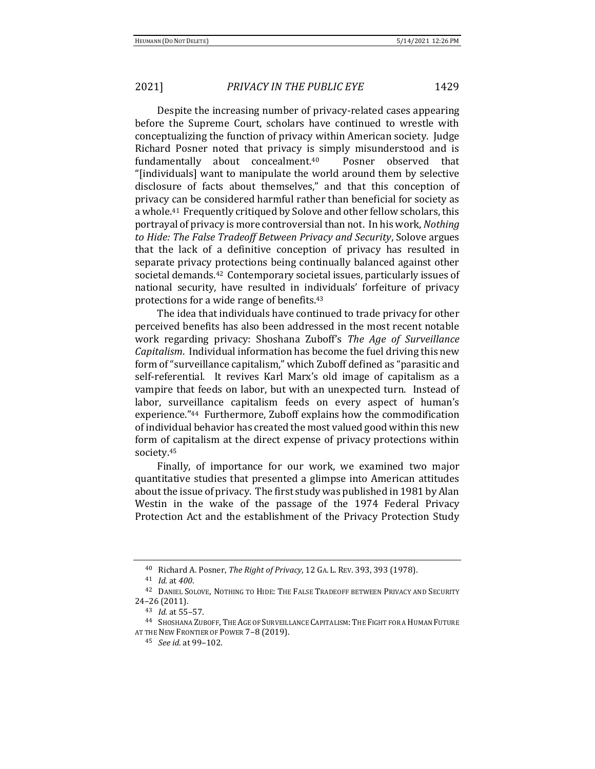Despite the increasing number of privacy-related cases appearing before the Supreme Court, scholars have continued to wrestle with conceptualizing the function of privacy within American society. Judge Richard Posner noted that privacy is simply misunderstood and is fundamentally about concealment.[40] Posner observed that "[individuals] want to manipulate the world around them by selective disclosure of facts about themselves," and that this conception of privacy can be considered harmful rather than beneficial for society as a whole.[41] Frequently critiqued by Solove and other fellow scholars, this portrayal of privacy is more controversial than not. In his work, *Nothing to Hide: The False Tradeoff Between Privacy and Security*, Solove argues that the lack of a definitive conception of privacy has resulted in separate privacy protections being continually balanced against other societal demands.[42] Contemporary societal issues, particularly issues of national security, have resulted in individuals' forfeiture of privacy protections for a wide range of benefits.[43]

The idea that individuals have continued to trade privacy for other perceived benefits has also been addressed in the most recent notable work regarding privacy: Shoshana Zuboff's *The Age of Surveillance Capitalism*. Individual information has become the fuel driving this new form of "surveillance capitalism," which Zuboff defined as "parasitic and self-referential. It revives Karl Marx's old image of capitalism as a vampire that feeds on labor, but with an unexpected turn. Instead of labor, surveillance capitalism feeds on every aspect of human's experience."[44] Furthermore, Zuboff explains how the commodification of individual behavior has created the most valued good within this new form of capitalism at the direct expense of privacy protections within society.[45]

Finally, of importance for our work, we examined two major quantitative studies that presented a glimpse into American attitudes about the issue of privacy. The first study was published in 1981 by Alan Westin in the wake of the passage of the 1974 Federal Privacy Protection Act and the establishment of the Privacy Protection Study

---

[40] Richard A. Posner, *The Right of Privacy*, 12 GA. L. REV. 393, 393 (1978).

[41] *Id.* at *400*.

[42] DANIEL SOLOVE, NOTHING TO HIDE: THE FALSE TRADEOFF BETWEEN PRIVACY AND SECURITY 24–26 (2011).

[43] *Id.* at 55–57.

[44] SHOSHANA ZUBOFF, THE AGE OF SURVEILLANCE CAPITALISM: THE FIGHT FOR A HUMAN FUTURE AT THE NEW FRONTIER OF POWER 7–8 (2019).

[45] *See id.* at 99–102.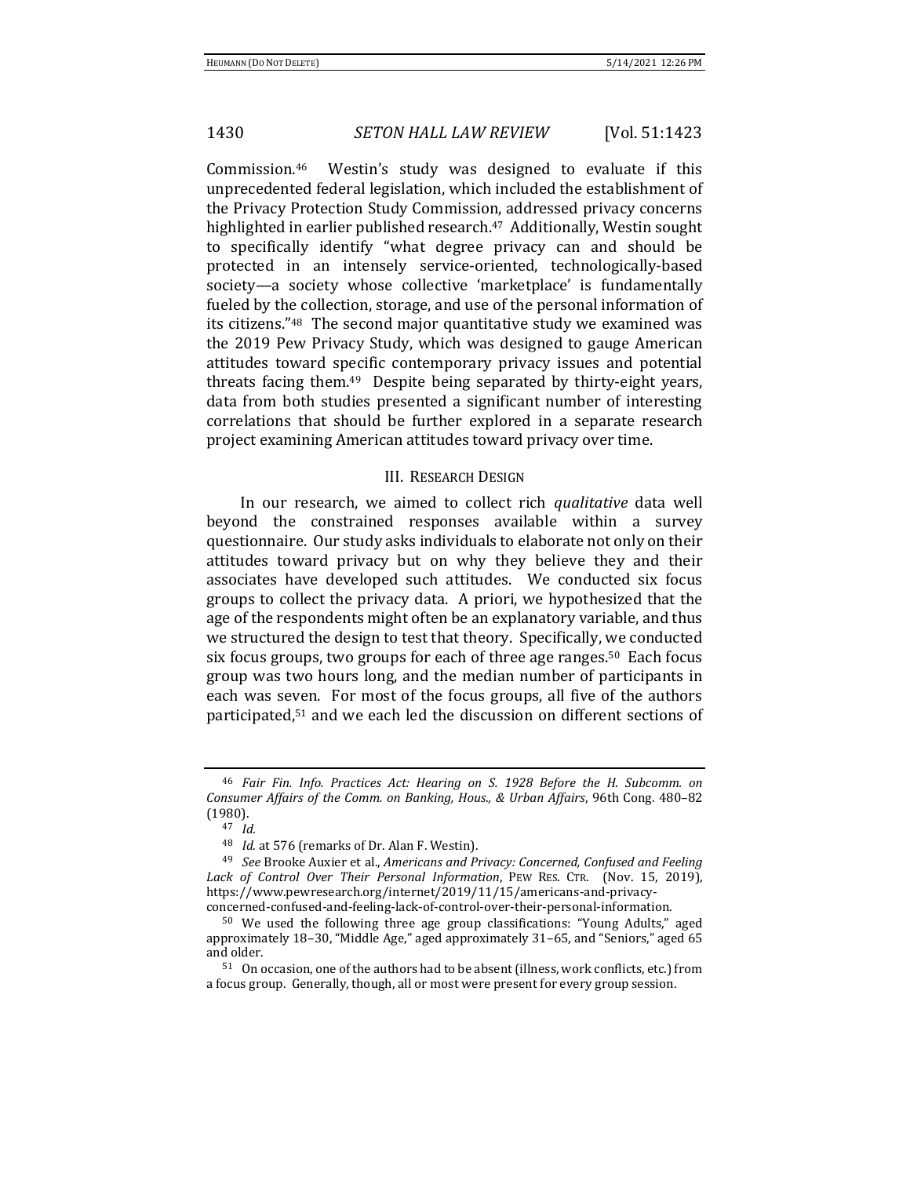Commission.[46] Westin's study was designed to evaluate if this unprecedented federal legislation, which included the establishment of the Privacy Protection Study Commission, addressed privacy concerns highlighted in earlier published research.[47] Additionally, Westin sought to specifically identify "what degree privacy can and should be protected in an intensely service-oriented, technologically-based society—a society whose collective 'marketplace' is fundamentally fueled by the collection, storage, and use of the personal information of its citizens."[48] The second major quantitative study we examined was the 2019 Pew Privacy Study, which was designed to gauge American attitudes toward specific contemporary privacy issues and potential threats facing them.[49] Despite being separated by thirty-eight years, data from both studies presented a significant number of interesting correlations that should be further explored in a separate research project examining American attitudes toward privacy over time.

## III. Research Design

In our research, we aimed to collect rich *qualitative* data well beyond the constrained responses available within a survey questionnaire. Our study asks individuals to elaborate not only on their attitudes toward privacy but on why they believe they and their associates have developed such attitudes. We conducted six focus groups to collect the privacy data. A priori, we hypothesized that the age of the respondents might often be an explanatory variable, and thus we structured the design to test that theory. Specifically, we conducted six focus groups, two groups for each of three age ranges.[50] Each focus group was two hours long, and the median number of participants in each was seven. For most of the focus groups, all five of the authors participated,[51] and we each led the discussion on different sections of

---

[46] *Fair Fin. Info. Practices Act: Hearing on S. 1928 Before the H. Subcomm. on Consumer Affairs of the Comm. on Banking, Hous., & Urban Affairs*, 96th Cong. 480–82 (1980).

[47] *Id.*

[48] *Id.* at 576 (remarks of Dr. Alan F. Westin).

[49] *See* Brooke Auxier et al., *Americans and Privacy: Concerned, Confused and Feeling Lack of Control Over Their Personal Information*, Pew Res. Ctr. (Nov. 15, 2019), https://www.pewresearch.org/internet/2019/11/15/americans-and-privacy-concerned-confused-and-feeling-lack-of-control-over-their-personal-information.

[50] We used the following three age group classifications: "Young Adults," aged approximately 18–30, "Middle Age," aged approximately 31–65, and "Seniors," aged 65 and older.

[51] On occasion, one of the authors had to be absent (illness, work conflicts, etc.) from a focus group. Generally, though, all or most were present for every group session.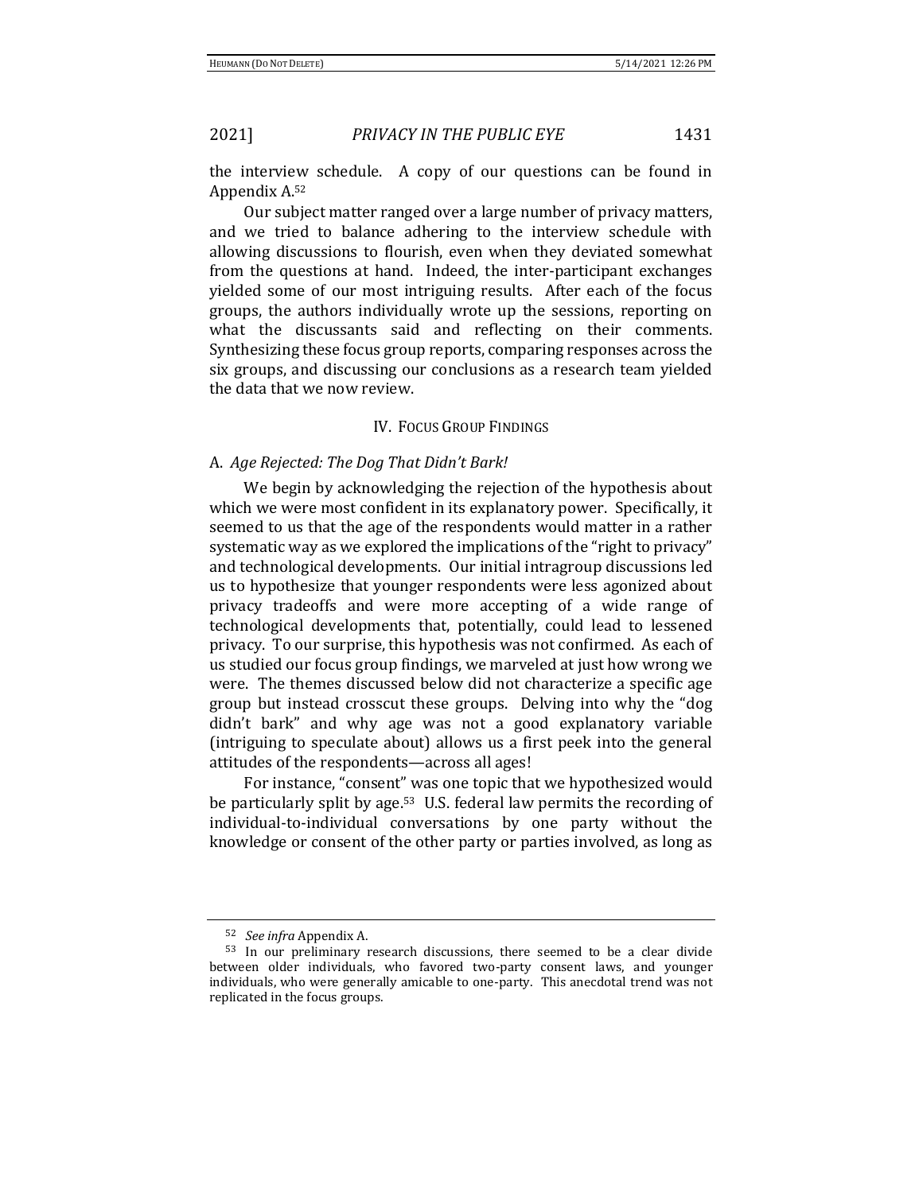the interview schedule. A copy of our questions can be found in Appendix A.[52]

Our subject matter ranged over a large number of privacy matters, and we tried to balance adhering to the interview schedule with allowing discussions to flourish, even when they deviated somewhat from the questions at hand. Indeed, the inter-participant exchanges yielded some of our most intriguing results. After each of the focus groups, the authors individually wrote up the sessions, reporting on what the discussants said and reflecting on their comments. Synthesizing these focus group reports, comparing responses across the six groups, and discussing our conclusions as a research team yielded the data that we now review.

## IV. Focus Group Findings

### A. *Age Rejected: The Dog That Didn't Bark!*

We begin by acknowledging the rejection of the hypothesis about which we were most confident in its explanatory power. Specifically, it seemed to us that the age of the respondents would matter in a rather systematic way as we explored the implications of the "right to privacy" and technological developments. Our initial intragroup discussions led us to hypothesize that younger respondents were less agonized about privacy tradeoffs and were more accepting of a wide range of technological developments that, potentially, could lead to lessened privacy. To our surprise, this hypothesis was not confirmed. As each of us studied our focus group findings, we marveled at just how wrong we were. The themes discussed below did not characterize a specific age group but instead crosscut these groups. Delving into why the "dog didn't bark" and why age was not a good explanatory variable (intriguing to speculate about) allows us a first peek into the general attitudes of the respondents—across all ages!

For instance, "consent" was one topic that we hypothesized would be particularly split by age.[53] U.S. federal law permits the recording of individual-to-individual conversations by one party without the knowledge or consent of the other party or parties involved, as long as

---

[52] *See infra* Appendix A.

[53] In our preliminary research discussions, there seemed to be a clear divide between older individuals, who favored two-party consent laws, and younger individuals, who were generally amicable to one-party. This anecdotal trend was not replicated in the focus groups.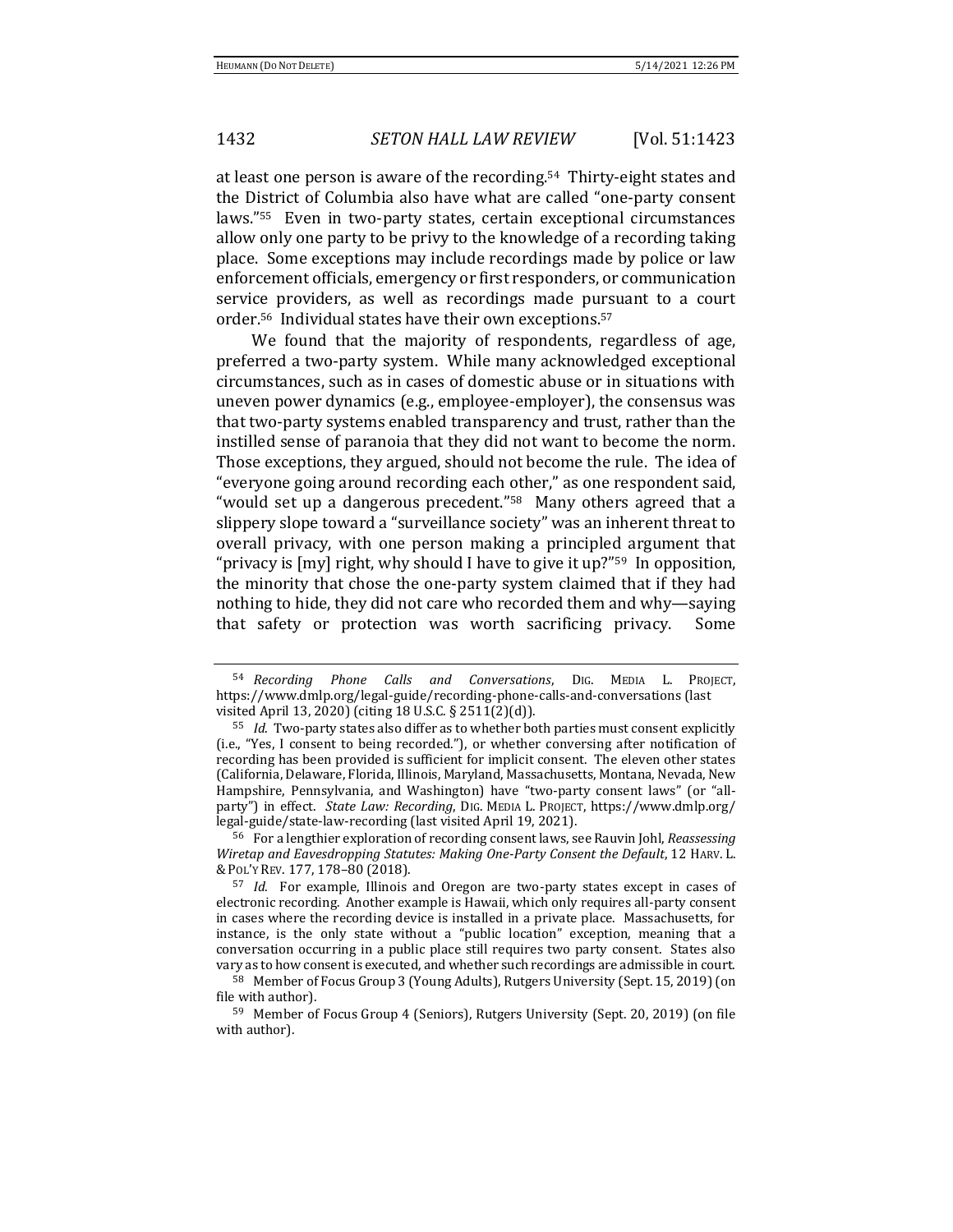at least one person is aware of the recording.[54] Thirty-eight states and the District of Columbia also have what are called "one-party consent laws."[55] Even in two-party states, certain exceptional circumstances allow only one party to be privy to the knowledge of a recording taking place. Some exceptions may include recordings made by police or law enforcement officials, emergency or first responders, or communication service providers, as well as recordings made pursuant to a court order.[56] Individual states have their own exceptions.[57]

We found that the majority of respondents, regardless of age, preferred a two-party system. While many acknowledged exceptional circumstances, such as in cases of domestic abuse or in situations with uneven power dynamics (e.g., employee-employer), the consensus was that two-party systems enabled transparency and trust, rather than the instilled sense of paranoia that they did not want to become the norm. Those exceptions, they argued, should not become the rule. The idea of "everyone going around recording each other," as one respondent said, "would set up a dangerous precedent."[58] Many others agreed that a slippery slope toward a "surveillance society" was an inherent threat to overall privacy, with one person making a principled argument that "privacy is [my] right, why should I have to give it up?"[59] In opposition, the minority that chose the one-party system claimed that if they had nothing to hide, they did not care who recorded them and why—saying that safety or protection was worth sacrificing privacy. Some

---

[54] *Recording Phone Calls and Conversations*, DIG. MEDIA L. PROJECT, https://www.dmlp.org/legal-guide/recording-phone-calls-and-conversations (last visited April 13, 2020) (citing 18 U.S.C. § 2511(2)(d)).

[55] *Id.* Two-party states also differ as to whether both parties must consent explicitly (i.e., "Yes, I consent to being recorded."), or whether conversing after notification of recording has been provided is sufficient for implicit consent. The eleven other states (California, Delaware, Florida, Illinois, Maryland, Massachusetts, Montana, Nevada, New Hampshire, Pennsylvania, and Washington) have "two-party consent laws" (or "all-party") in effect. *State Law: Recording*, DIG. MEDIA L. PROJECT, https://www.dmlp.org/legal-guide/state-law-recording (last visited April 19, 2021).

[56] For a lengthier exploration of recording consent laws, see Rauvin Johl, *Reassessing Wiretap and Eavesdropping Statutes: Making One-Party Consent the Default*, 12 HARV. L. & POL'Y REV. 177, 178–80 (2018).

[57] *Id.* For example, Illinois and Oregon are two-party states except in cases of electronic recording. Another example is Hawaii, which only requires all-party consent in cases where the recording device is installed in a private place. Massachusetts, for instance, is the only state without a "public location" exception, meaning that a conversation occurring in a public place still requires two party consent. States also vary as to how consent is executed, and whether such recordings are admissible in court.

[58] Member of Focus Group 3 (Young Adults), Rutgers University (Sept. 15, 2019) (on file with author).

[59] Member of Focus Group 4 (Seniors), Rutgers University (Sept. 20, 2019) (on file with author).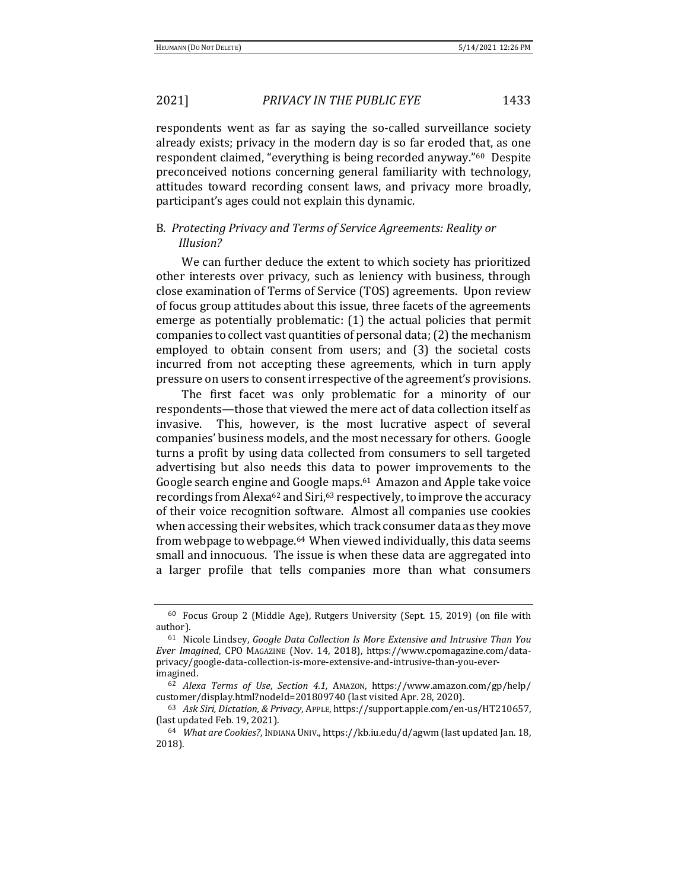respondents went as far as saying the so-called surveillance society already exists; privacy in the modern day is so far eroded that, as one respondent claimed, "everything is being recorded anyway."[60] Despite preconceived notions concerning general familiarity with technology, attitudes toward recording consent laws, and privacy more broadly, participant's ages could not explain this dynamic.

### B. *Protecting Privacy and Terms of Service Agreements: Reality or Illusion?*

We can further deduce the extent to which society has prioritized other interests over privacy, such as leniency with business, through close examination of Terms of Service (TOS) agreements. Upon review of focus group attitudes about this issue, three facets of the agreements emerge as potentially problematic: (1) the actual policies that permit companies to collect vast quantities of personal data; (2) the mechanism employed to obtain consent from users; and (3) the societal costs incurred from not accepting these agreements, which in turn apply pressure on users to consent irrespective of the agreement's provisions.

The first facet was only problematic for a minority of our respondents—those that viewed the mere act of data collection itself as invasive. This, however, is the most lucrative aspect of several companies' business models, and the most necessary for others. Google turns a profit by using data collected from consumers to sell targeted advertising but also needs this data to power improvements to the Google search engine and Google maps.[61] Amazon and Apple take voice recordings from Alexa[62] and Siri,[63] respectively, to improve the accuracy of their voice recognition software. Almost all companies use cookies when accessing their websites, which track consumer data as they move from webpage to webpage.[64] When viewed individually, this data seems small and innocuous. The issue is when these data are aggregated into a larger profile that tells companies more than what consumers

---

[60] Focus Group 2 (Middle Age), Rutgers University (Sept. 15, 2019) (on file with author).

[61] Nicole Lindsey, *Google Data Collection Is More Extensive and Intrusive Than You Ever Imagined*, CPO MAGAZINE (Nov. 14, 2018), https://www.cpomagazine.com/data-privacy/google-data-collection-is-more-extensive-and-intrusive-than-you-ever-imagined.

[62] *Alexa Terms of Use*, *Section 4.1*, AMAZON, https://www.amazon.com/gp/help/customer/display.html?nodeId=201809740 (last visited Apr. 28, 2020).

[63] *Ask Siri, Dictation, & Privacy*, APPLE, https://support.apple.com/en-us/HT210657, (last updated Feb. 19, 2021).

[64] *What are Cookies?*, INDIANA UNIV., https://kb.iu.edu/d/agwm (last updated Jan. 18, 2018).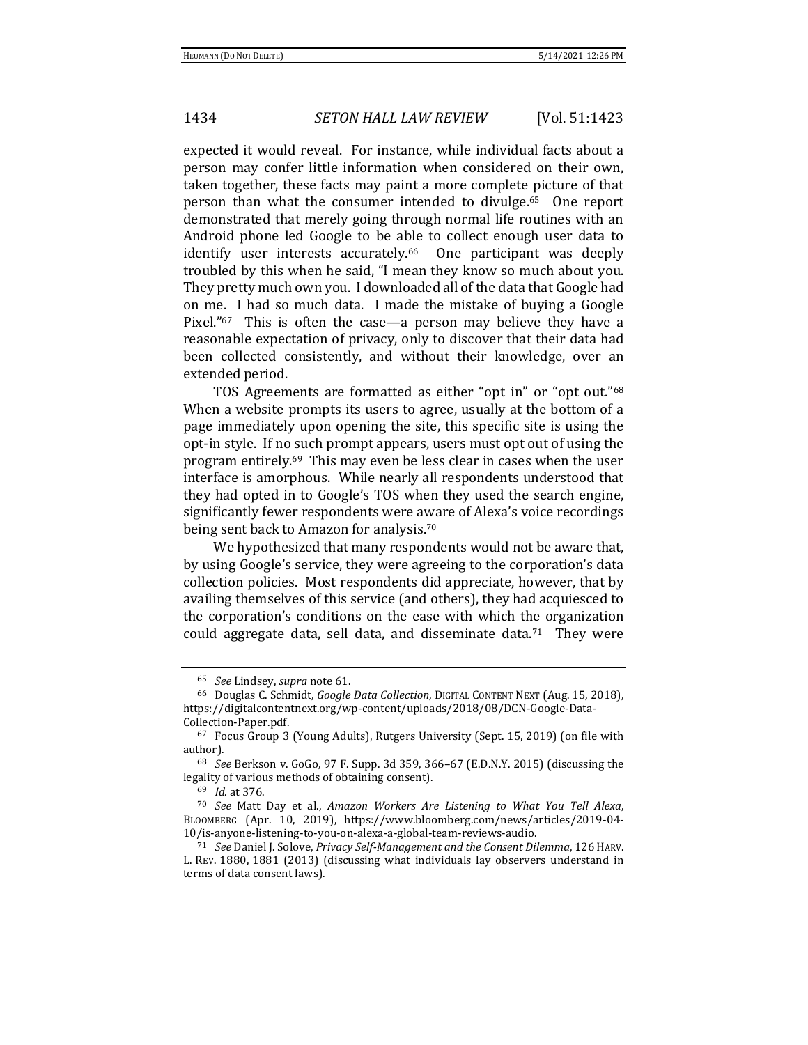expected it would reveal. For instance, while individual facts about a person may confer little information when considered on their own, taken together, these facts may paint a more complete picture of that person than what the consumer intended to divulge.[65] One report demonstrated that merely going through normal life routines with an Android phone led Google to be able to collect enough user data to identify user interests accurately.[66] One participant was deeply troubled by this when he said, "I mean they know so much about you. They pretty much own you. I downloaded all of the data that Google had on me. I had so much data. I made the mistake of buying a Google Pixel."[67] This is often the case—a person may believe they have a reasonable expectation of privacy, only to discover that their data had been collected consistently, and without their knowledge, over an extended period.

TOS Agreements are formatted as either "opt in" or "opt out."[68] When a website prompts its users to agree, usually at the bottom of a page immediately upon opening the site, this specific site is using the opt-in style. If no such prompt appears, users must opt out of using the program entirely.[69] This may even be less clear in cases when the user interface is amorphous. While nearly all respondents understood that they had opted in to Google's TOS when they used the search engine, significantly fewer respondents were aware of Alexa's voice recordings being sent back to Amazon for analysis.[70]

We hypothesized that many respondents would not be aware that, by using Google's service, they were agreeing to the corporation's data collection policies. Most respondents did appreciate, however, that by availing themselves of this service (and others), they had acquiesced to the corporation's conditions on the ease with which the organization could aggregate data, sell data, and disseminate data.[71] They were

---

[65] *See* Lindsey, *supra* note 61.

[66] Douglas C. Schmidt, *Google Data Collection*, DIGITAL CONTENT NEXT (Aug. 15, 2018), https://digitalcontentnext.org/wp-content/uploads/2018/08/DCN-Google-Data-Collection-Paper.pdf.

[67] Focus Group 3 (Young Adults), Rutgers University (Sept. 15, 2019) (on file with author).

[68] *See* Berkson v. GoGo, 97 F. Supp. 3d 359, 366–67 (E.D.N.Y. 2015) (discussing the legality of various methods of obtaining consent).

[69] *Id.* at 376.

[70] *See* Matt Day et al., *Amazon Workers Are Listening to What You Tell Alexa*, BLOOMBERG (Apr. 10, 2019), https://www.bloomberg.com/news/articles/2019-04-10/is-anyone-listening-to-you-on-alexa-a-global-team-reviews-audio.

[71] *See* Daniel J. Solove, *Privacy Self-Management and the Consent Dilemma*, 126 HARV. L. REV. 1880, 1881 (2013) (discussing what individuals lay observers understand in terms of data consent laws).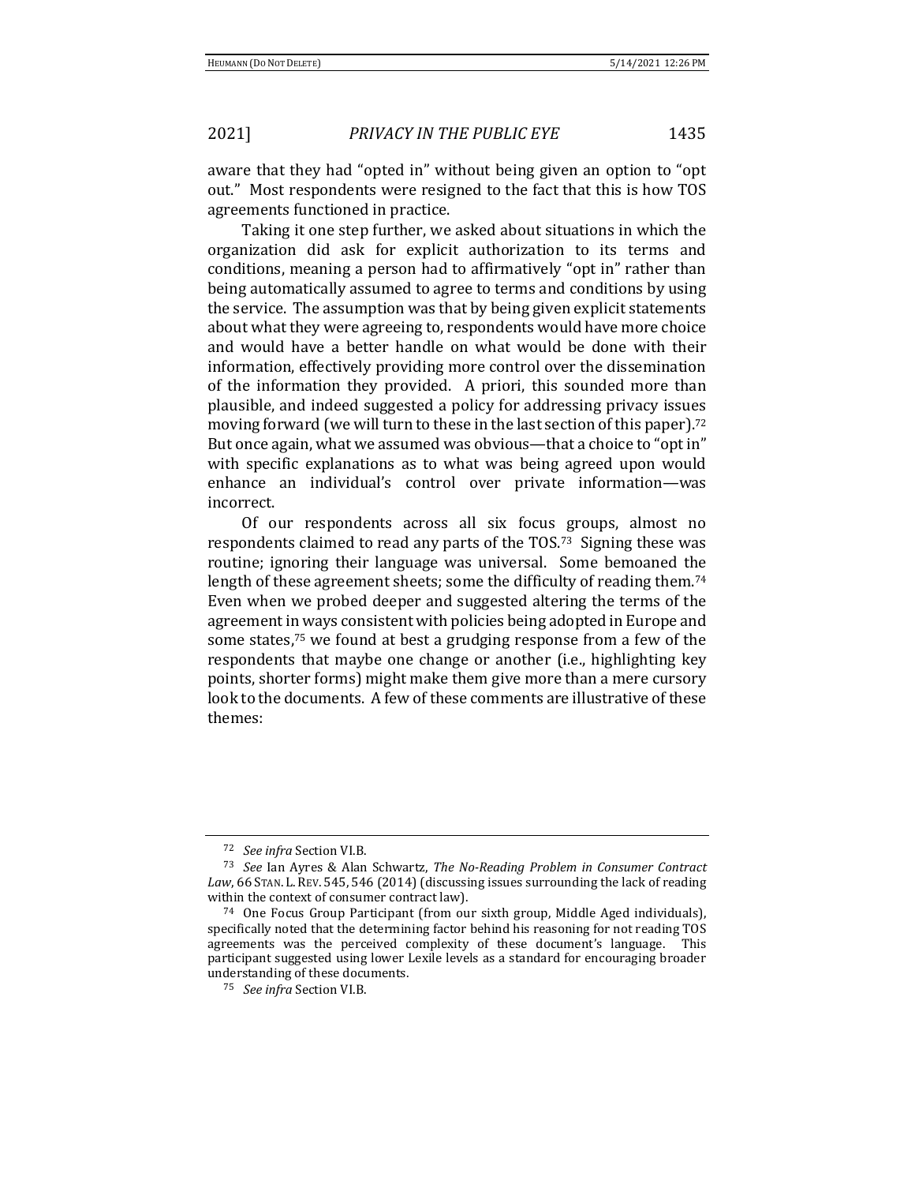aware that they had "opted in" without being given an option to "opt out." Most respondents were resigned to the fact that this is how TOS agreements functioned in practice.

Taking it one step further, we asked about situations in which the organization did ask for explicit authorization to its terms and conditions, meaning a person had to affirmatively "opt in" rather than being automatically assumed to agree to terms and conditions by using the service. The assumption was that by being given explicit statements about what they were agreeing to, respondents would have more choice and would have a better handle on what would be done with their information, effectively providing more control over the dissemination of the information they provided. A priori, this sounded more than plausible, and indeed suggested a policy for addressing privacy issues moving forward (we will turn to these in the last section of this paper).[72] But once again, what we assumed was obvious—that a choice to "opt in" with specific explanations as to what was being agreed upon would enhance an individual's control over private information—was incorrect.

Of our respondents across all six focus groups, almost no respondents claimed to read any parts of the TOS.[73] Signing these was routine; ignoring their language was universal. Some bemoaned the length of these agreement sheets; some the difficulty of reading them.[74] Even when we probed deeper and suggested altering the terms of the agreement in ways consistent with policies being adopted in Europe and some states,[75] we found at best a grudging response from a few of the respondents that maybe one change or another (i.e., highlighting key points, shorter forms) might make them give more than a mere cursory look to the documents. A few of these comments are illustrative of these themes:

---

[72] *See infra* Section VI.B.

[73] *See* Ian Ayres & Alan Schwartz, *The No-Reading Problem in Consumer Contract Law*, 66 STAN. L. REV. 545, 546 (2014) (discussing issues surrounding the lack of reading within the context of consumer contract law).

[74] One Focus Group Participant (from our sixth group, Middle Aged individuals), specifically noted that the determining factor behind his reasoning for not reading TOS agreements was the perceived complexity of these document's language. This participant suggested using lower Lexile levels as a standard for encouraging broader understanding of these documents.

[75] *See infra* Section VI.B.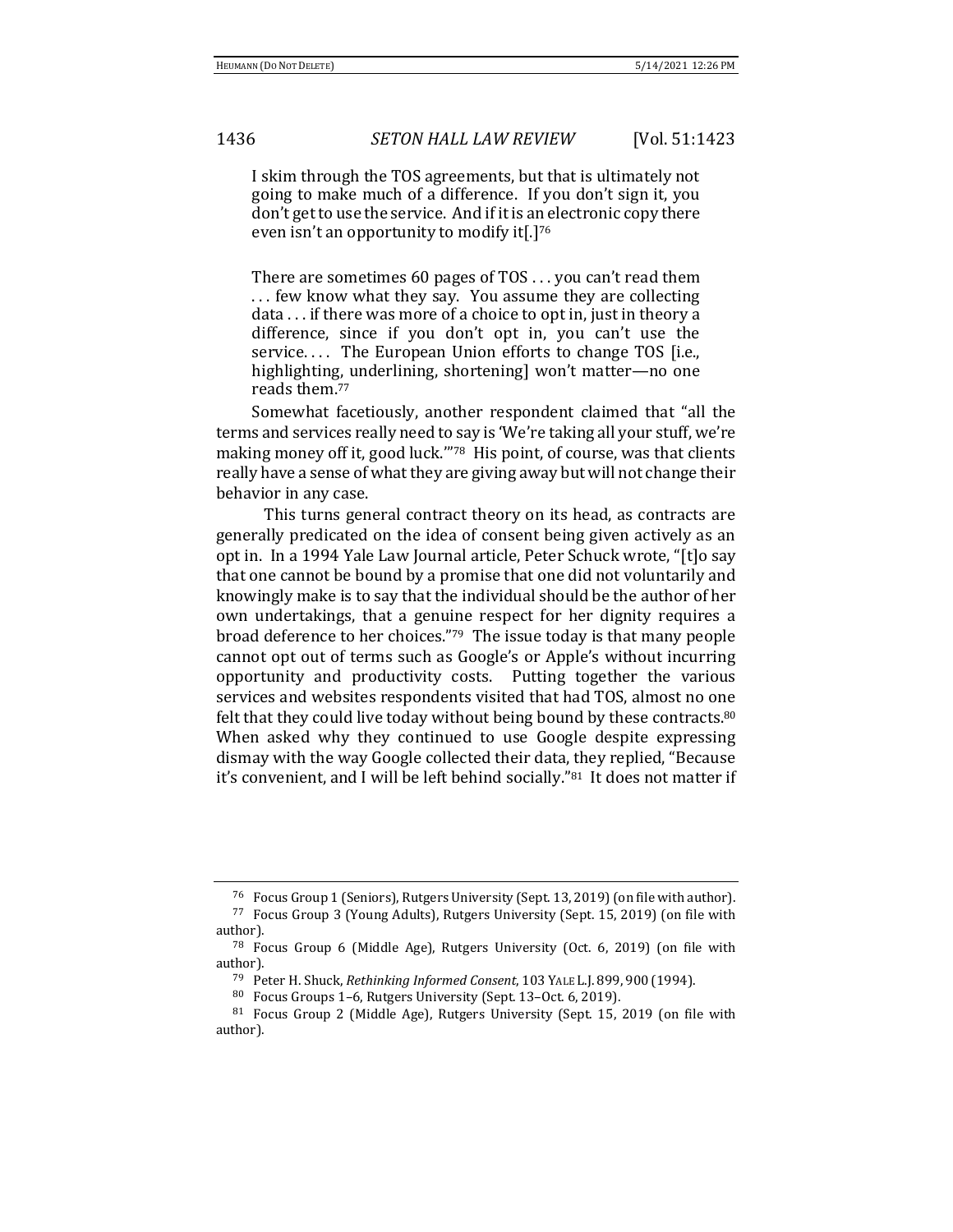> I skim through the TOS agreements, but that is ultimately not going to make much of a difference. If you don't sign it, you don't get to use the service. And if it is an electronic copy there even isn't an opportunity to modify it[.][76]

> There are sometimes 60 pages of TOS . . . you can't read them . . . few know what they say. You assume they are collecting data . . . if there was more of a choice to opt in, just in theory a difference, since if you don't opt in, you can't use the service. . . . The European Union efforts to change TOS [i.e., highlighting, underlining, shortening] won't matter—no one reads them.[77]

Somewhat facetiously, another respondent claimed that "all the terms and services really need to say is 'We're taking all your stuff, we're making money off it, good luck.'"[78] His point, of course, was that clients really have a sense of what they are giving away but will not change their behavior in any case.

This turns general contract theory on its head, as contracts are generally predicated on the idea of consent being given actively as an opt in. In a 1994 Yale Law Journal article, Peter Schuck wrote, "[t]o say that one cannot be bound by a promise that one did not voluntarily and knowingly make is to say that the individual should be the author of her own undertakings, that a genuine respect for her dignity requires a broad deference to her choices."[79] The issue today is that many people cannot opt out of terms such as Google's or Apple's without incurring opportunity and productivity costs. Putting together the various services and websites respondents visited that had TOS, almost no one felt that they could live today without being bound by these contracts.[80] When asked why they continued to use Google despite expressing dismay with the way Google collected their data, they replied, "Because it's convenient, and I will be left behind socially."[81] It does not matter if

---

[76] Focus Group 1 (Seniors), Rutgers University (Sept. 13, 2019) (on file with author).

[77] Focus Group 3 (Young Adults), Rutgers University (Sept. 15, 2019) (on file with author).

[78] Focus Group 6 (Middle Age), Rutgers University (Oct. 6, 2019) (on file with author).

[79] Peter H. Shuck, *Rethinking Informed Consent*, 103 YALE L.J. 899, 900 (1994).

[80] Focus Groups 1–6, Rutgers University (Sept. 13–Oct. 6, 2019).

[81] Focus Group 2 (Middle Age), Rutgers University (Sept. 15, 2019 (on file with author).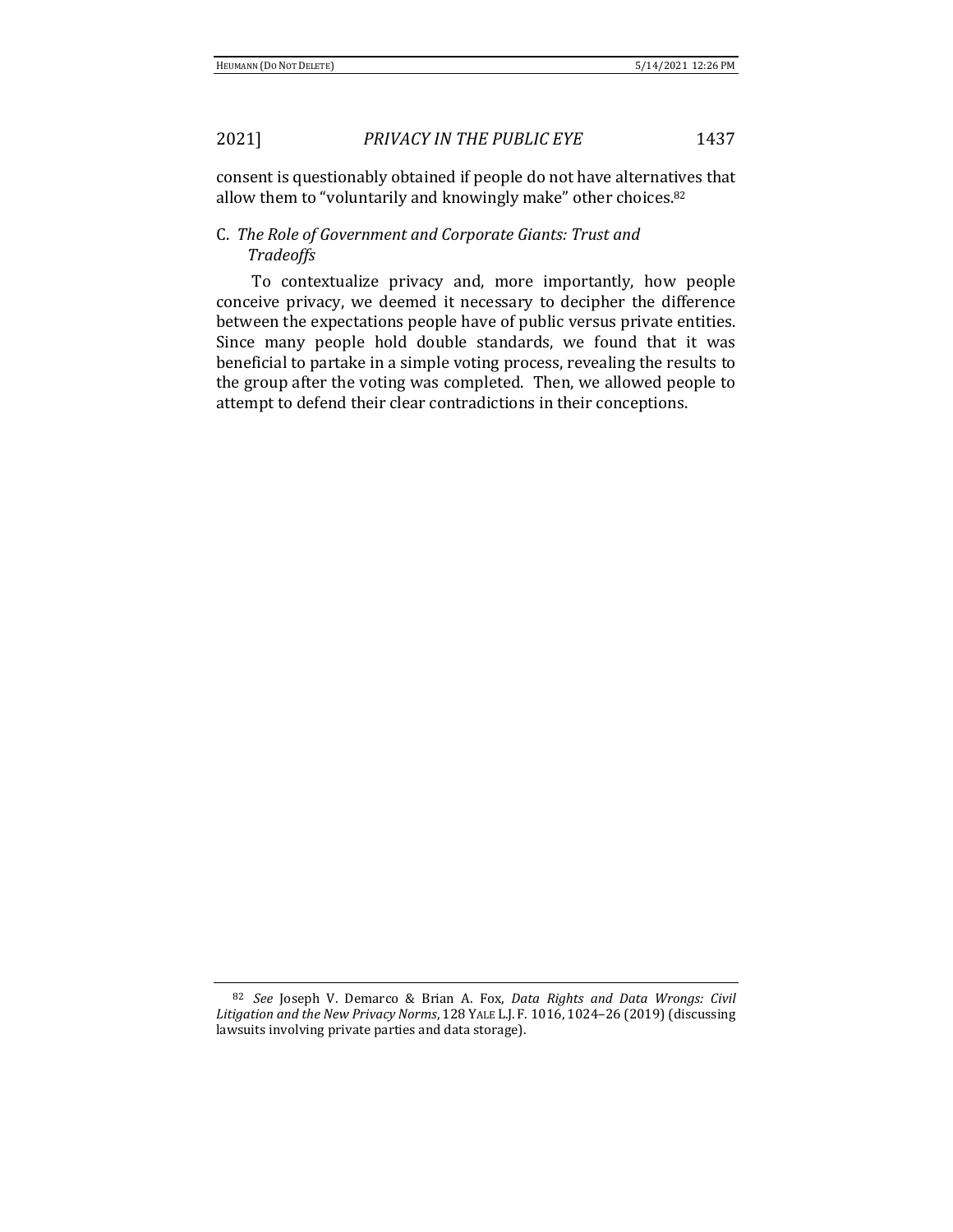consent is questionably obtained if people do not have alternatives that allow them to "voluntarily and knowingly make" other choices.[82]

### C. *The Role of Government and Corporate Giants: Trust and Tradeoffs*

To contextualize privacy and, more importantly, how people conceive privacy, we deemed it necessary to decipher the difference between the expectations people have of public versus private entities. Since many people hold double standards, we found that it was beneficial to partake in a simple voting process, revealing the results to the group after the voting was completed. Then, we allowed people to attempt to defend their clear contradictions in their conceptions.

---

[82] *See* Joseph V. Demarco & Brian A. Fox, *Data Rights and Data Wrongs: Civil Litigation and the New Privacy Norms*, 128 YALE L.J. F. 1016, 1024–26 (2019) (discussing lawsuits involving private parties and data storage).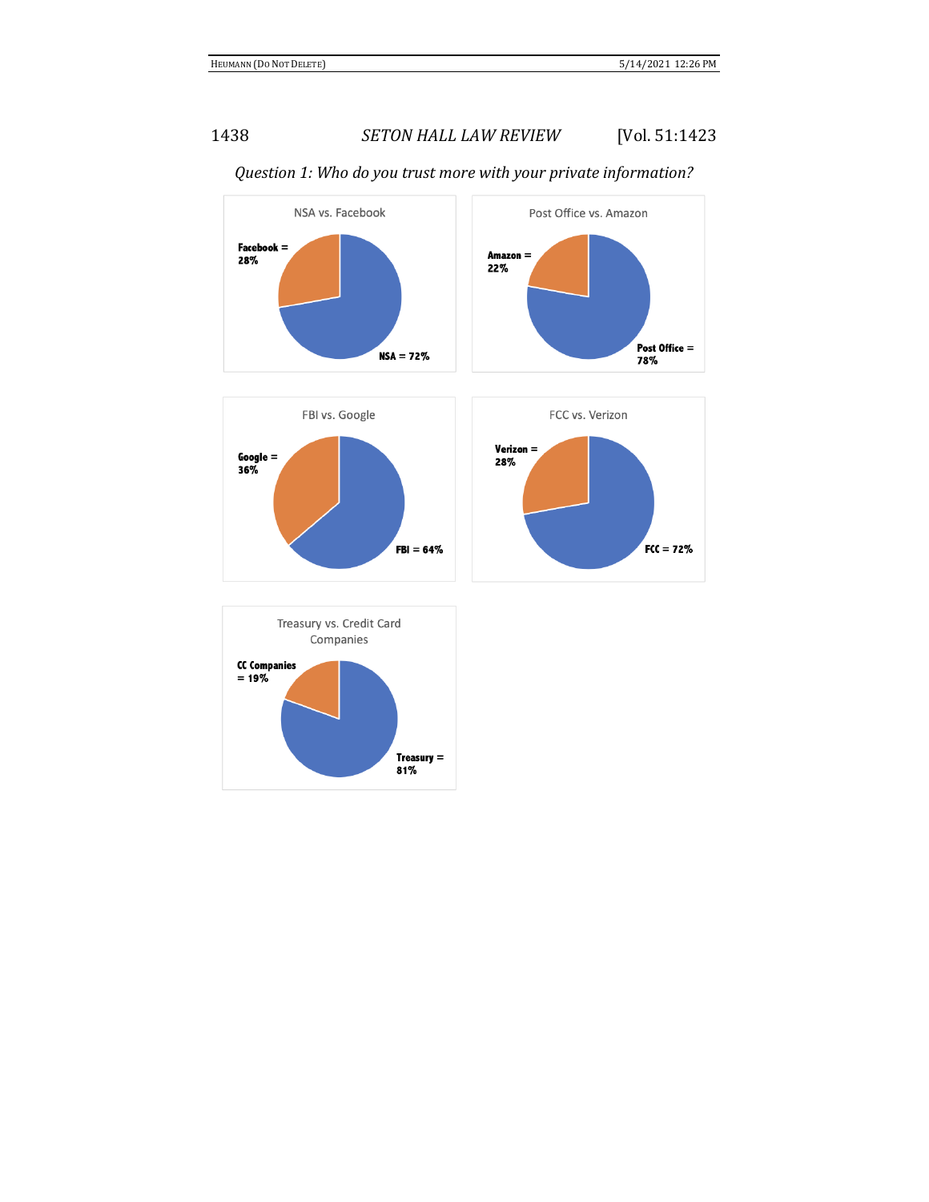*Question 1: Who do you trust more with your private information?*

NSA vs. Facebook

Facebook = 28%

NSA = 72%

Post Office vs. Amazon

Amazon = 22%

Post Office = 78%

FBI vs. Google

Google = 36%

FBI = 64%

FCC vs. Verizon

Verizon = 28%

FCC = 72%

Treasury vs. Credit Card Companies

CC Companies = 19%

Treasury = 81%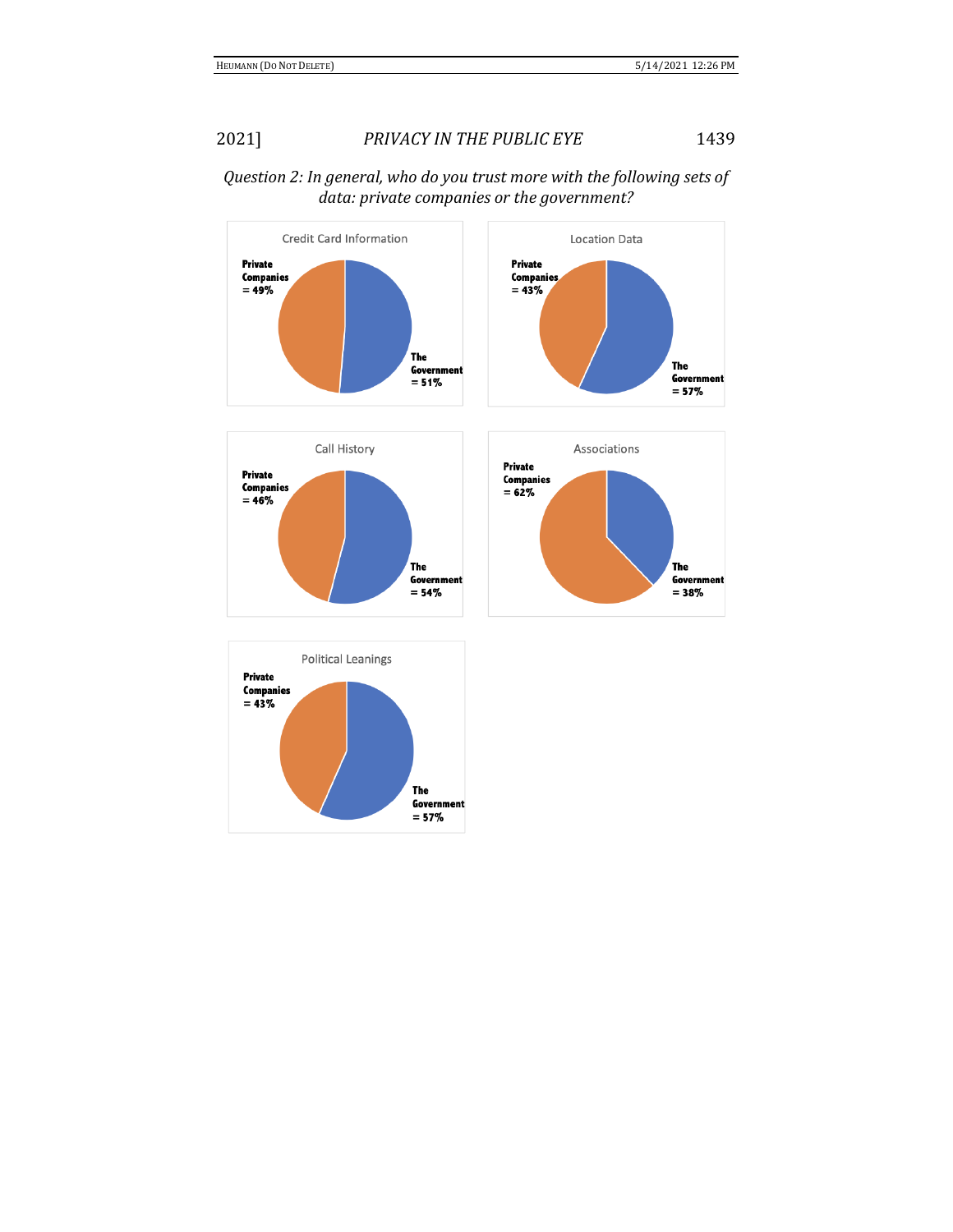*Question 2: In general, who do you trust more with the following sets of data: private companies or the government?*

Credit Card Information

**Private Companies = 49%**

**The Government = 51%**

Location Data

**Private Companies = 43%**

**The Government = 57%**

Call History

**Private Companies = 46%**

**The Government = 54%**

Associations

**Private Companies = 62%**

**The Government = 38%**

Political Leanings

**Private Companies = 43%**

**The Government = 57%**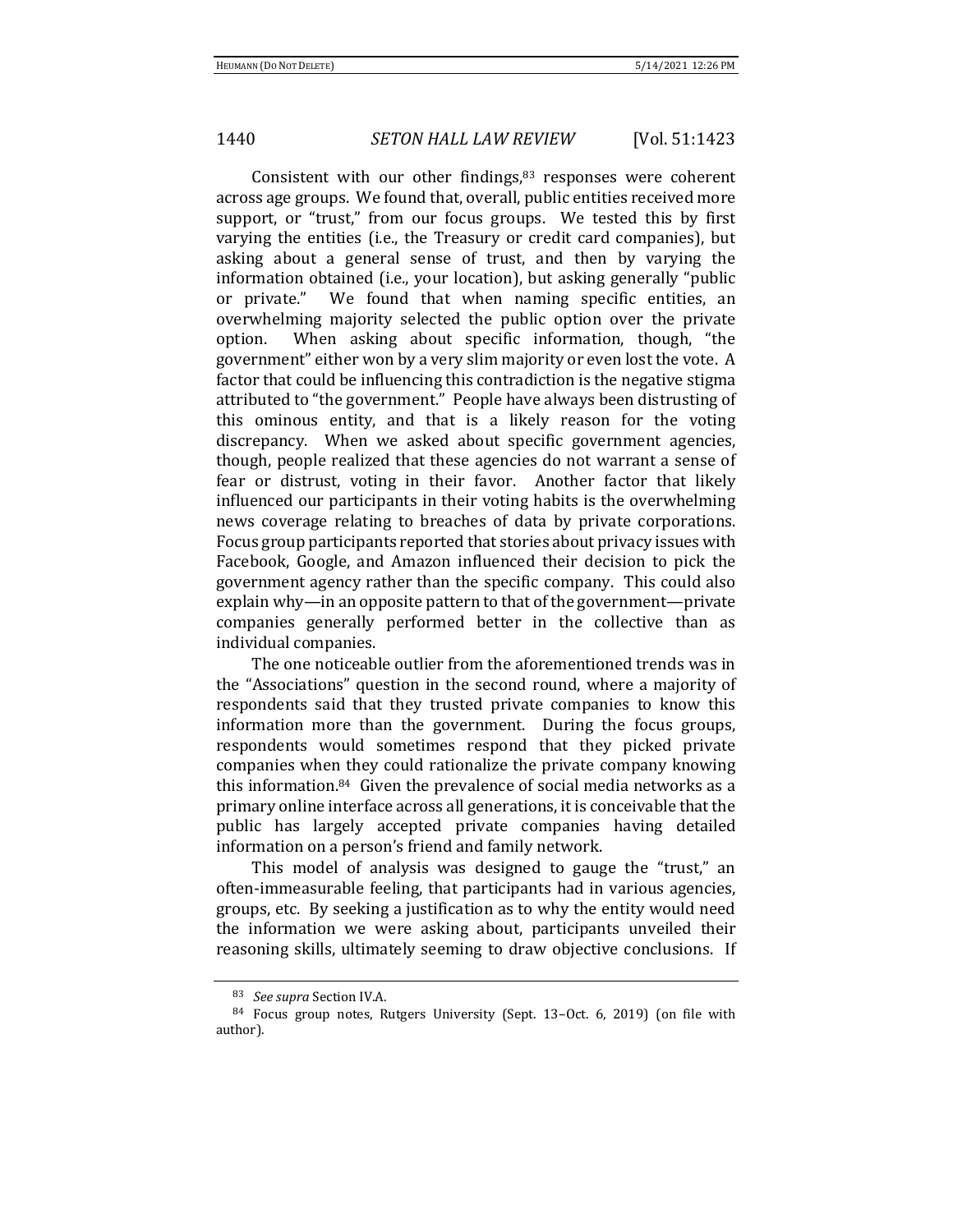Consistent with our other findings,[83] responses were coherent across age groups. We found that, overall, public entities received more support, or "trust," from our focus groups. We tested this by first varying the entities (i.e., the Treasury or credit card companies), but asking about a general sense of trust, and then by varying the information obtained (i.e., your location), but asking generally "public or private." We found that when naming specific entities, an overwhelming majority selected the public option over the private option. When asking about specific information, though, "the government" either won by a very slim majority or even lost the vote. A factor that could be influencing this contradiction is the negative stigma attributed to "the government." People have always been distrusting of this ominous entity, and that is a likely reason for the voting discrepancy. When we asked about specific government agencies, though, people realized that these agencies do not warrant a sense of fear or distrust, voting in their favor. Another factor that likely influenced our participants in their voting habits is the overwhelming news coverage relating to breaches of data by private corporations. Focus group participants reported that stories about privacy issues with Facebook, Google, and Amazon influenced their decision to pick the government agency rather than the specific company. This could also explain why—in an opposite pattern to that of the government—private companies generally performed better in the collective than as individual companies.

The one noticeable outlier from the aforementioned trends was in the "Associations" question in the second round, where a majority of respondents said that they trusted private companies to know this information more than the government. During the focus groups, respondents would sometimes respond that they picked private companies when they could rationalize the private company knowing this information.[84] Given the prevalence of social media networks as a primary online interface across all generations, it is conceivable that the public has largely accepted private companies having detailed information on a person's friend and family network.

This model of analysis was designed to gauge the "trust," an often-immeasurable feeling, that participants had in various agencies, groups, etc. By seeking a justification as to why the entity would need the information we were asking about, participants unveiled their reasoning skills, ultimately seeming to draw objective conclusions. If

[83] *See supra* Section IV.A.

[84] Focus group notes, Rutgers University (Sept. 13–Oct. 6, 2019) (on file with author).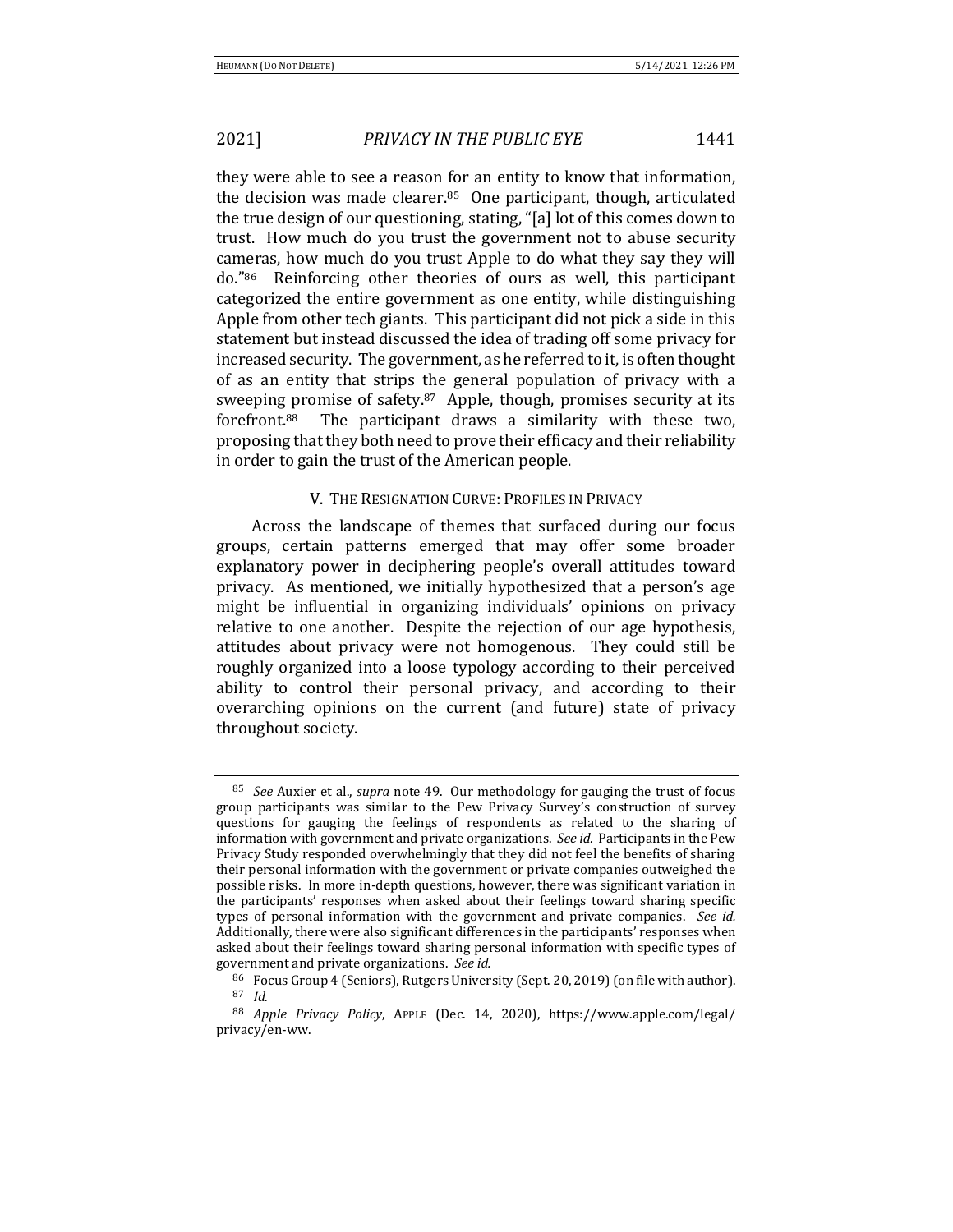they were able to see a reason for an entity to know that information, the decision was made clearer.[85] One participant, though, articulated the true design of our questioning, stating, "[a] lot of this comes down to trust. How much do you trust the government not to abuse security cameras, how much do you trust Apple to do what they say they will do."[86] Reinforcing other theories of ours as well, this participant categorized the entire government as one entity, while distinguishing Apple from other tech giants. This participant did not pick a side in this statement but instead discussed the idea of trading off some privacy for increased security. The government, as he referred to it, is often thought of as an entity that strips the general population of privacy with a sweeping promise of safety.[87] Apple, though, promises security at its forefront.[88] The participant draws a similarity with these two, proposing that they both need to prove their efficacy and their reliability in order to gain the trust of the American people.

## V. The Resignation Curve: Profiles in Privacy

Across the landscape of themes that surfaced during our focus groups, certain patterns emerged that may offer some broader explanatory power in deciphering people's overall attitudes toward privacy. As mentioned, we initially hypothesized that a person's age might be influential in organizing individuals' opinions on privacy relative to one another. Despite the rejection of our age hypothesis, attitudes about privacy were not homogenous. They could still be roughly organized into a loose typology according to their perceived ability to control their personal privacy, and according to their overarching opinions on the current (and future) state of privacy throughout society.

---

[85] *See* Auxier et al., *supra* note 49. Our methodology for gauging the trust of focus group participants was similar to the Pew Privacy Survey's construction of survey questions for gauging the feelings of respondents as related to the sharing of information with government and private organizations. *See id.* Participants in the Pew Privacy Study responded overwhelmingly that they did not feel the benefits of sharing their personal information with the government or private companies outweighed the possible risks. In more in-depth questions, however, there was significant variation in the participants' responses when asked about their feelings toward sharing specific types of personal information with the government and private companies. *See id.* Additionally, there were also significant differences in the participants' responses when asked about their feelings toward sharing personal information with specific types of government and private organizations. *See id.*

[86] Focus Group 4 (Seniors), Rutgers University (Sept. 20, 2019) (on file with author).

[87] *Id.*

[88] *Apple Privacy Policy*, APPLE (Dec. 14, 2020), https://www.apple.com/legal/privacy/en-ww.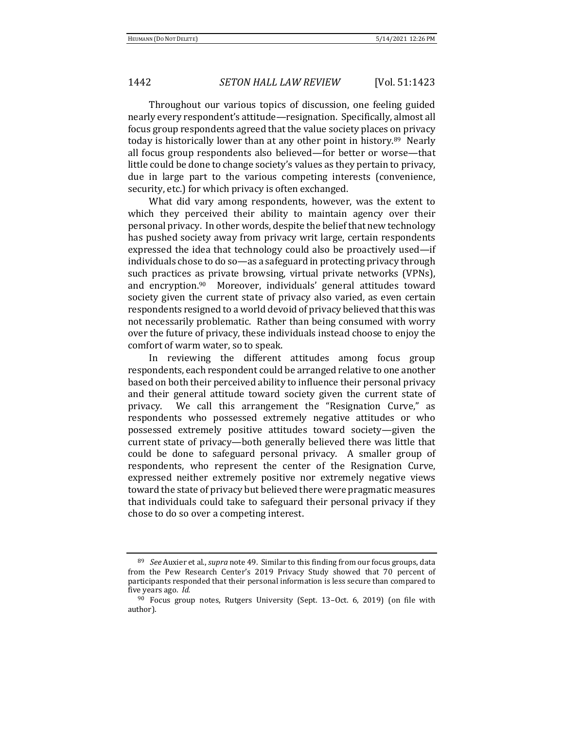Throughout our various topics of discussion, one feeling guided nearly every respondent's attitude—resignation. Specifically, almost all focus group respondents agreed that the value society places on privacy today is historically lower than at any other point in history.[89] Nearly all focus group respondents also believed—for better or worse—that little could be done to change society's values as they pertain to privacy, due in large part to the various competing interests (convenience, security, etc.) for which privacy is often exchanged.

What did vary among respondents, however, was the extent to which they perceived their ability to maintain agency over their personal privacy. In other words, despite the belief that new technology has pushed society away from privacy writ large, certain respondents expressed the idea that technology could also be proactively used—if individuals chose to do so—as a safeguard in protecting privacy through such practices as private browsing, virtual private networks (VPNs), and encryption.[90] Moreover, individuals' general attitudes toward society given the current state of privacy also varied, as even certain respondents resigned to a world devoid of privacy believed that this was not necessarily problematic. Rather than being consumed with worry over the future of privacy, these individuals instead choose to enjoy the comfort of warm water, so to speak.

In reviewing the different attitudes among focus group respondents, each respondent could be arranged relative to one another based on both their perceived ability to influence their personal privacy and their general attitude toward society given the current state of privacy. We call this arrangement the "Resignation Curve," as respondents who possessed extremely negative attitudes or who possessed extremely positive attitudes toward society—given the current state of privacy—both generally believed there was little that could be done to safeguard personal privacy. A smaller group of respondents, who represent the center of the Resignation Curve, expressed neither extremely positive nor extremely negative views toward the state of privacy but believed there were pragmatic measures that individuals could take to safeguard their personal privacy if they chose to do so over a competing interest.

---

[89] *See* Auxier et al., *supra* note 49. Similar to this finding from our focus groups, data from the Pew Research Center's 2019 Privacy Study showed that 70 percent of participants responded that their personal information is less secure than compared to five years ago. *Id.*

[90] Focus group notes, Rutgers University (Sept. 13–Oct. 6, 2019) (on file with author).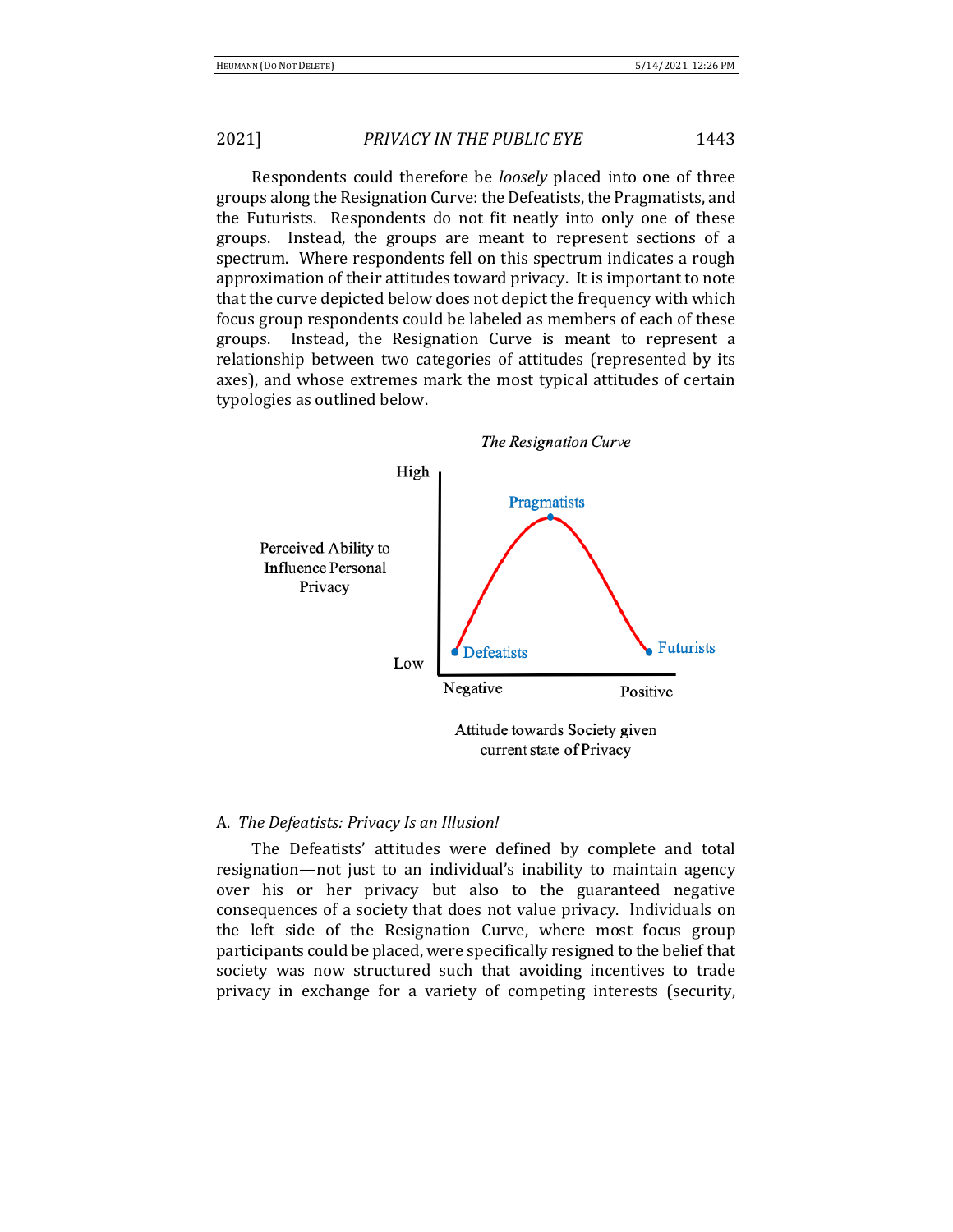Respondents could therefore be *loosely* placed into one of three groups along the Resignation Curve: the Defeatists, the Pragmatists, and the Futurists. Respondents do not fit neatly into only one of these groups. Instead, the groups are meant to represent sections of a spectrum. Where respondents fell on this spectrum indicates a rough approximation of their attitudes toward privacy. It is important to note that the curve depicted below does not depict the frequency with which focus group respondents could be labeled as members of each of these groups. Instead, the Resignation Curve is meant to represent a relationship between two categories of attitudes (represented by its axes), and whose extremes mark the most typical attitudes of certain typologies as outlined below.

*The Resignation Curve*

High

Perceived Ability to Influence Personal Privacy

Pragmatists

Defeatists

Futurists

Low

Negative

Positive

Attitude towards Society given current state of Privacy

### A. *The Defeatists: Privacy Is an Illusion!*

The Defeatists' attitudes were defined by complete and total resignation—not just to an individual's inability to maintain agency over his or her privacy but also to the guaranteed negative consequences of a society that does not value privacy. Individuals on the left side of the Resignation Curve, where most focus group participants could be placed, were specifically resigned to the belief that society was now structured such that avoiding incentives to trade privacy in exchange for a variety of competing interests (security,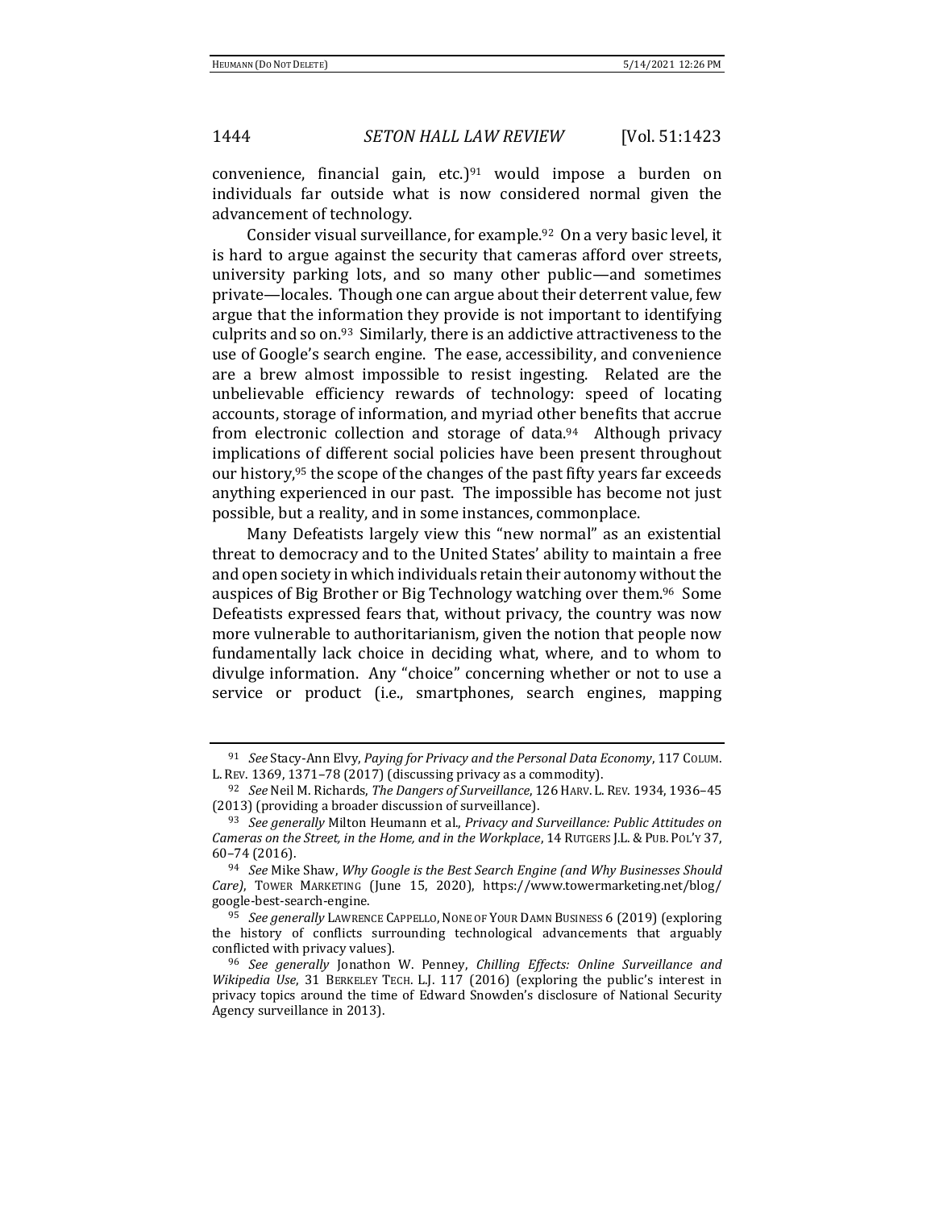convenience, financial gain, etc.)[91] would impose a burden on individuals far outside what is now considered normal given the advancement of technology.

Consider visual surveillance, for example.[92] On a very basic level, it is hard to argue against the security that cameras afford over streets, university parking lots, and so many other public—and sometimes private—locales. Though one can argue about their deterrent value, few argue that the information they provide is not important to identifying culprits and so on.[93] Similarly, there is an addictive attractiveness to the use of Google's search engine. The ease, accessibility, and convenience are a brew almost impossible to resist ingesting. Related are the unbelievable efficiency rewards of technology: speed of locating accounts, storage of information, and myriad other benefits that accrue from electronic collection and storage of data.[94] Although privacy implications of different social policies have been present throughout our history,[95] the scope of the changes of the past fifty years far exceeds anything experienced in our past. The impossible has become not just possible, but a reality, and in some instances, commonplace.

Many Defeatists largely view this "new normal" as an existential threat to democracy and to the United States' ability to maintain a free and open society in which individuals retain their autonomy without the auspices of Big Brother or Big Technology watching over them.[96] Some Defeatists expressed fears that, without privacy, the country was now more vulnerable to authoritarianism, given the notion that people now fundamentally lack choice in deciding what, where, and to whom to divulge information. Any "choice" concerning whether or not to use a service or product (i.e., smartphones, search engines, mapping

---

[91] *See* Stacy-Ann Elvy, *Paying for Privacy and the Personal Data Economy*, 117 COLUM. L. REV. 1369, 1371–78 (2017) (discussing privacy as a commodity).

[92] *See* Neil M. Richards, *The Dangers of Surveillance*, 126 HARV. L. REV. 1934, 1936–45 (2013) (providing a broader discussion of surveillance).

[93] *See generally* Milton Heumann et al., *Privacy and Surveillance: Public Attitudes on Cameras on the Street, in the Home, and in the Workplace*, 14 RUTGERS J.L. & PUB. POL'Y 37, 60–74 (2016).

[94] *See* Mike Shaw, *Why Google is the Best Search Engine (and Why Businesses Should Care)*, TOWER MARKETING (June 15, 2020), https://www.towermarketing.net/blog/google-best-search-engine.

[95] *See generally* LAWRENCE CAPPELLO, NONE OF YOUR DAMN BUSINESS 6 (2019) (exploring the history of conflicts surrounding technological advancements that arguably conflicted with privacy values).

[96] *See generally* Jonathon W. Penney, *Chilling Effects: Online Surveillance and Wikipedia Use*, 31 BERKELEY TECH. L.J. 117 (2016) (exploring the public's interest in privacy topics around the time of Edward Snowden's disclosure of National Security Agency surveillance in 2013).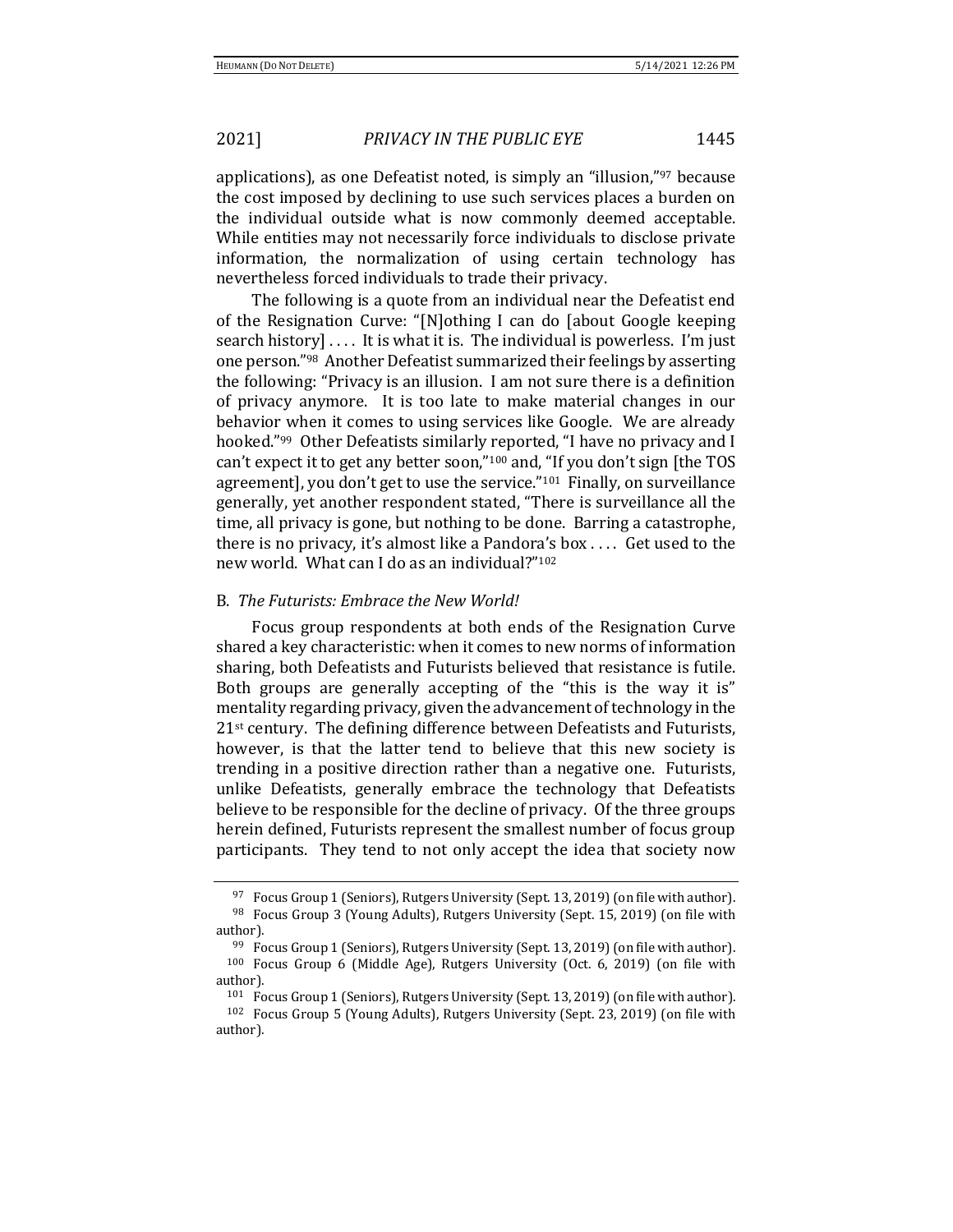applications), as one Defeatist noted, is simply an "illusion,"[97] because the cost imposed by declining to use such services places a burden on the individual outside what is now commonly deemed acceptable. While entities may not necessarily force individuals to disclose private information, the normalization of using certain technology has nevertheless forced individuals to trade their privacy.

The following is a quote from an individual near the Defeatist end of the Resignation Curve: "[N]othing I can do [about Google keeping search history] . . . . It is what it is. The individual is powerless. I'm just one person."[98] Another Defeatist summarized their feelings by asserting the following: "Privacy is an illusion. I am not sure there is a definition of privacy anymore. It is too late to make material changes in our behavior when it comes to using services like Google. We are already hooked."[99] Other Defeatists similarly reported, "I have no privacy and I can't expect it to get any better soon,"[100] and, "If you don't sign [the TOS agreement], you don't get to use the service."[101] Finally, on surveillance generally, yet another respondent stated, "There is surveillance all the time, all privacy is gone, but nothing to be done. Barring a catastrophe, there is no privacy, it's almost like a Pandora's box . . . . Get used to the new world. What can I do as an individual?"[102]

### B. *The Futurists: Embrace the New World!*

Focus group respondents at both ends of the Resignation Curve shared a key characteristic: when it comes to new norms of information sharing, both Defeatists and Futurists believed that resistance is futile. Both groups are generally accepting of the "this is the way it is" mentality regarding privacy, given the advancement of technology in the 21st century. The defining difference between Defeatists and Futurists, however, is that the latter tend to believe that this new society is trending in a positive direction rather than a negative one. Futurists, unlike Defeatists, generally embrace the technology that Defeatists believe to be responsible for the decline of privacy. Of the three groups herein defined, Futurists represent the smallest number of focus group participants. They tend to not only accept the idea that society now

---

[97] Focus Group 1 (Seniors), Rutgers University (Sept. 13, 2019) (on file with author).

[98] Focus Group 3 (Young Adults), Rutgers University (Sept. 15, 2019) (on file with author).

[99] Focus Group 1 (Seniors), Rutgers University (Sept. 13, 2019) (on file with author).

[100] Focus Group 6 (Middle Age), Rutgers University (Oct. 6, 2019) (on file with author).

[101] Focus Group 1 (Seniors), Rutgers University (Sept. 13, 2019) (on file with author).

[102] Focus Group 5 (Young Adults), Rutgers University (Sept. 23, 2019) (on file with author).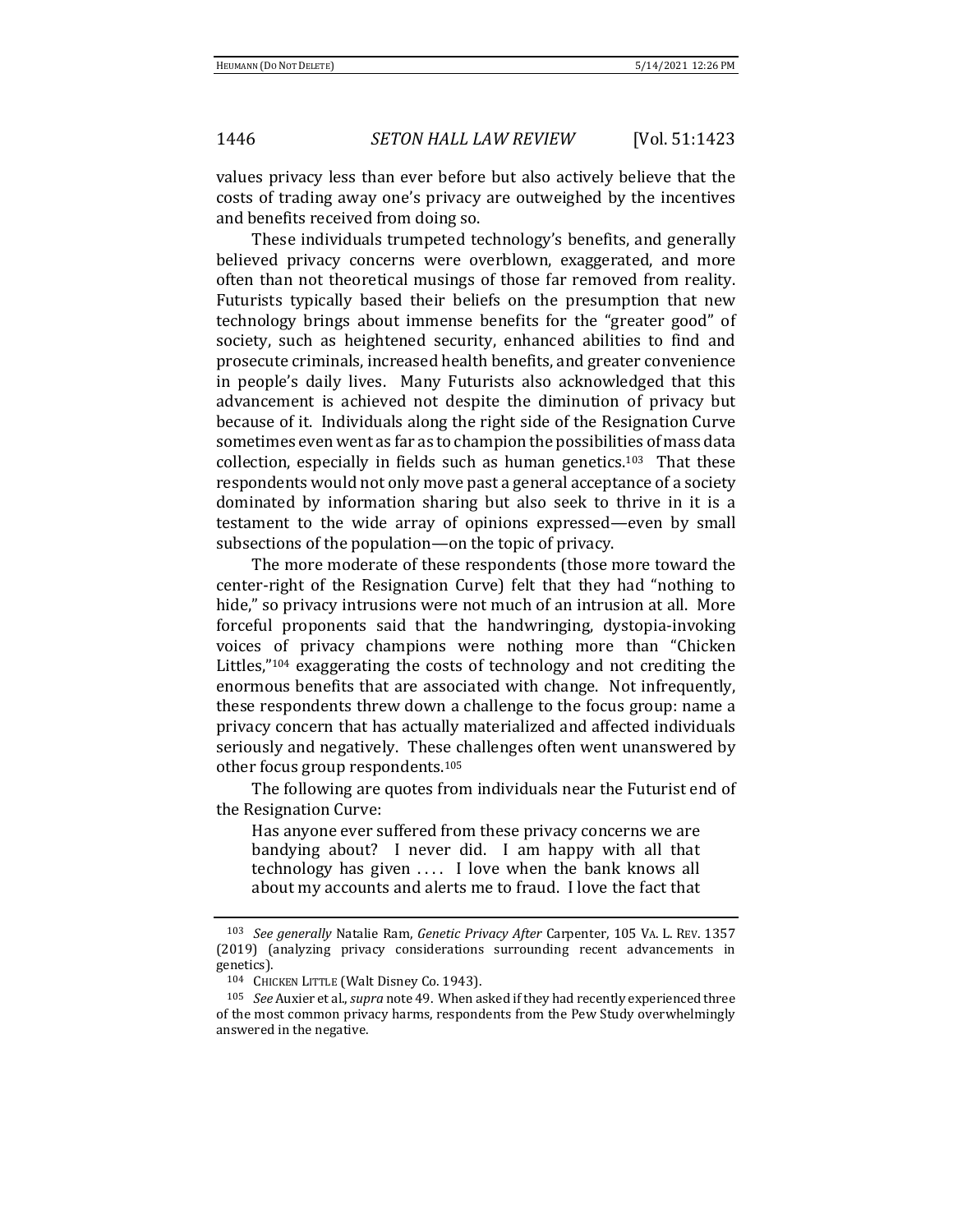values privacy less than ever before but also actively believe that the costs of trading away one's privacy are outweighed by the incentives and benefits received from doing so.

These individuals trumpeted technology's benefits, and generally believed privacy concerns were overblown, exaggerated, and more often than not theoretical musings of those far removed from reality. Futurists typically based their beliefs on the presumption that new technology brings about immense benefits for the "greater good" of society, such as heightened security, enhanced abilities to find and prosecute criminals, increased health benefits, and greater convenience in people's daily lives. Many Futurists also acknowledged that this advancement is achieved not despite the diminution of privacy but because of it. Individuals along the right side of the Resignation Curve sometimes even went as far as to champion the possibilities of mass data collection, especially in fields such as human genetics.[103] That these respondents would not only move past a general acceptance of a society dominated by information sharing but also seek to thrive in it is a testament to the wide array of opinions expressed—even by small subsections of the population—on the topic of privacy.

The more moderate of these respondents (those more toward the center-right of the Resignation Curve) felt that they had "nothing to hide," so privacy intrusions were not much of an intrusion at all. More forceful proponents said that the handwringing, dystopia-invoking voices of privacy champions were nothing more than "Chicken Littles,"[104] exaggerating the costs of technology and not crediting the enormous benefits that are associated with change. Not infrequently, these respondents threw down a challenge to the focus group: name a privacy concern that has actually materialized and affected individuals seriously and negatively. These challenges often went unanswered by other focus group respondents.[105]

The following are quotes from individuals near the Futurist end of the Resignation Curve:

> Has anyone ever suffered from these privacy concerns we are bandying about? I never did. I am happy with all that technology has given . . . . I love when the bank knows all about my accounts and alerts me to fraud. I love the fact that

---

[103] *See generally* Natalie Ram, *Genetic Privacy After* Carpenter, 105 VA. L. REV. 1357 (2019) (analyzing privacy considerations surrounding recent advancements in genetics).

[104] CHICKEN LITTLE (Walt Disney Co. 1943).

[105] *See* Auxier et al., *supra* note 49. When asked if they had recently experienced three of the most common privacy harms, respondents from the Pew Study overwhelmingly answered in the negative.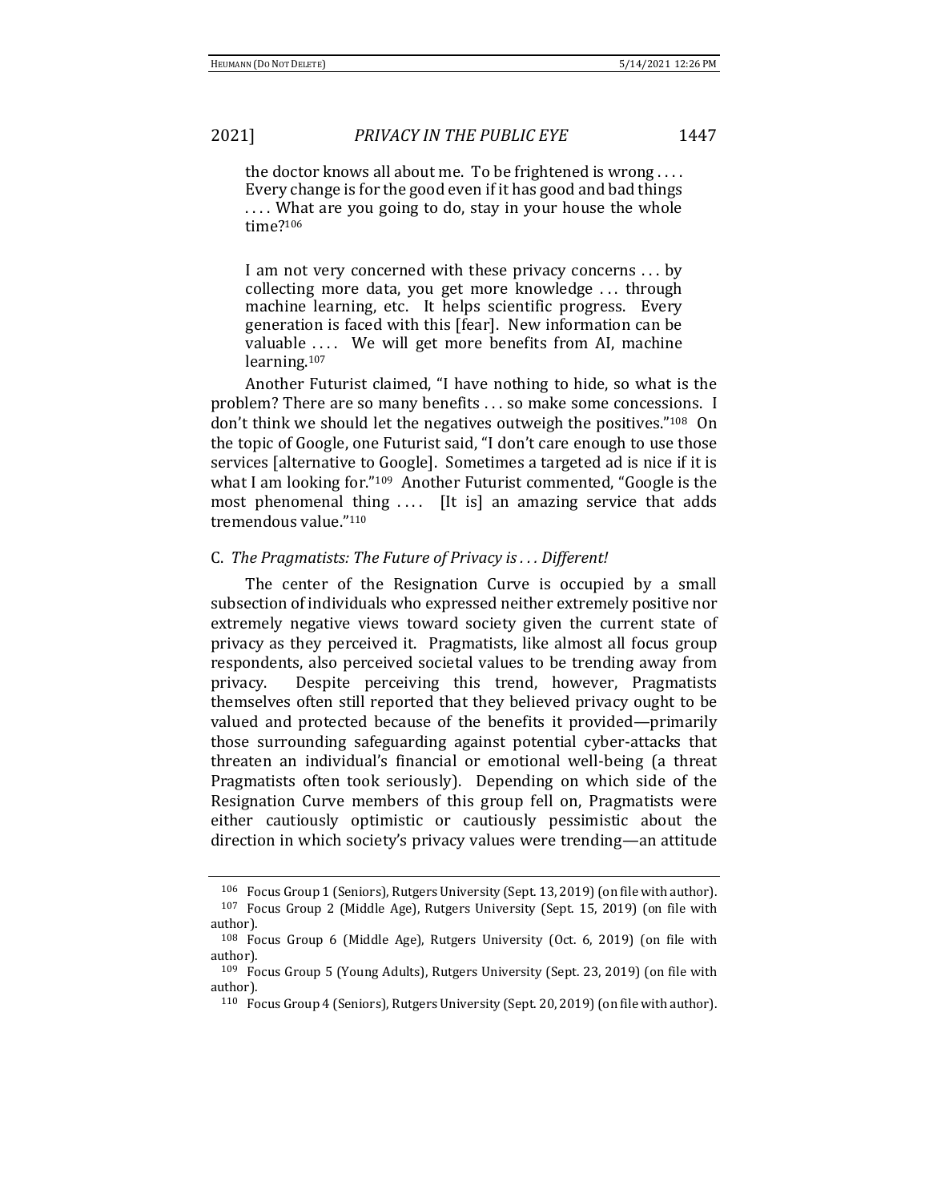> the doctor knows all about me. To be frightened is wrong . . . . Every change is for the good even if it has good and bad things . . . . What are you going to do, stay in your house the whole time?[106]

> I am not very concerned with these privacy concerns . . . by collecting more data, you get more knowledge . . . through machine learning, etc. It helps scientific progress. Every generation is faced with this [fear]. New information can be valuable . . . . We will get more benefits from AI, machine learning.[107]

Another Futurist claimed, "I have nothing to hide, so what is the problem? There are so many benefits . . . so make some concessions. I don't think we should let the negatives outweigh the positives."[108] On the topic of Google, one Futurist said, "I don't care enough to use those services [alternative to Google]. Sometimes a targeted ad is nice if it is what I am looking for."[109] Another Futurist commented, "Google is the most phenomenal thing . . . . [It is] an amazing service that adds tremendous value."[110]

### C. *The Pragmatists: The Future of Privacy is . . . Different!*

The center of the Resignation Curve is occupied by a small subsection of individuals who expressed neither extremely positive nor extremely negative views toward society given the current state of privacy as they perceived it. Pragmatists, like almost all focus group respondents, also perceived societal values to be trending away from privacy. Despite perceiving this trend, however, Pragmatists themselves often still reported that they believed privacy ought to be valued and protected because of the benefits it provided—primarily those surrounding safeguarding against potential cyber-attacks that threaten an individual's financial or emotional well-being (a threat Pragmatists often took seriously). Depending on which side of the Resignation Curve members of this group fell on, Pragmatists were either cautiously optimistic or cautiously pessimistic about the direction in which society's privacy values were trending—an attitude

---

[106] Focus Group 1 (Seniors), Rutgers University (Sept. 13, 2019) (on file with author).

[107] Focus Group 2 (Middle Age), Rutgers University (Sept. 15, 2019) (on file with author).

[108] Focus Group 6 (Middle Age), Rutgers University (Oct. 6, 2019) (on file with author).

[109] Focus Group 5 (Young Adults), Rutgers University (Sept. 23, 2019) (on file with author).

[110] Focus Group 4 (Seniors), Rutgers University (Sept. 20, 2019) (on file with author).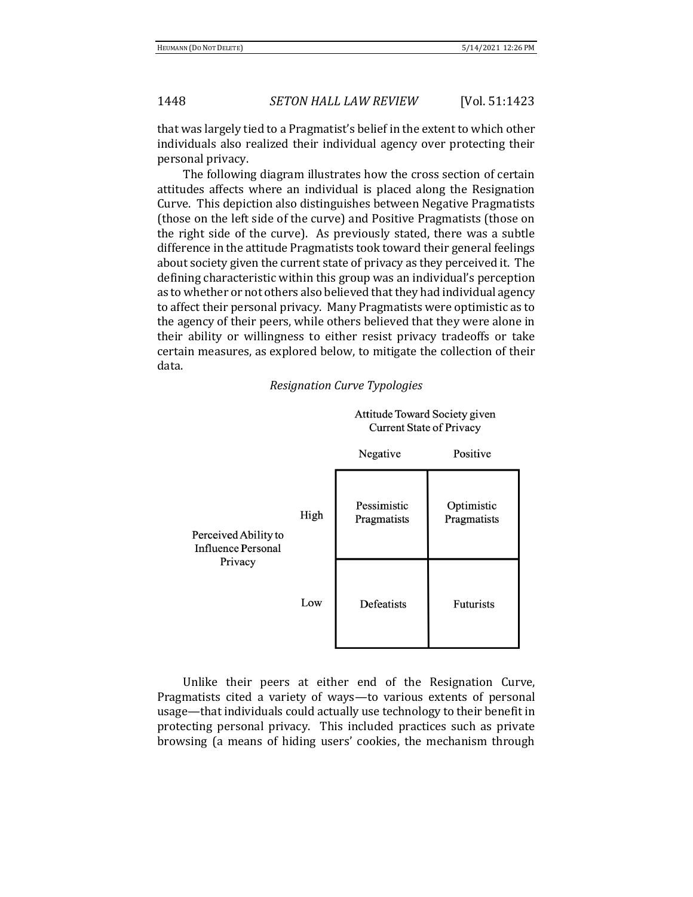that was largely tied to a Pragmatist's belief in the extent to which other individuals also realized their individual agency over protecting their personal privacy.

The following diagram illustrates how the cross section of certain attitudes affects where an individual is placed along the Resignation Curve. This depiction also distinguishes between Negative Pragmatists (those on the left side of the curve) and Positive Pragmatists (those on the right side of the curve). As previously stated, there was a subtle difference in the attitude Pragmatists took toward their general feelings about society given the current state of privacy as they perceived it. The defining characteristic within this group was an individual's perception as to whether or not others also believed that they had individual agency to affect their personal privacy. Many Pragmatists were optimistic as to the agency of their peers, while others believed that they were alone in their ability or willingness to either resist privacy tradeoffs or take certain measures, as explored below, to mitigate the collection of their data.

*Resignation Curve Typologies*

| | | Attitude Toward Society given Current State of Privacy | |
|---|---|---|---|
| | | Negative | Positive |
| Perceived Ability to Influence Personal Privacy | High | Pessimistic Pragmatists | Optimistic Pragmatists |
| | Low | Defeatists | Futurists |

Unlike their peers at either end of the Resignation Curve, Pragmatists cited a variety of ways—to various extents of personal usage—that individuals could actually use technology to their benefit in protecting personal privacy. This included practices such as private browsing (a means of hiding users' cookies, the mechanism through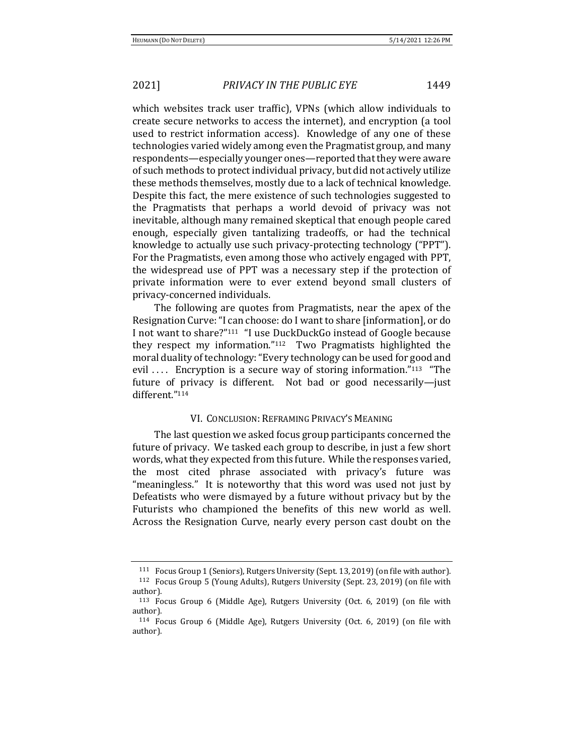which websites track user traffic), VPNs (which allow individuals to create secure networks to access the internet), and encryption (a tool used to restrict information access). Knowledge of any one of these technologies varied widely among even the Pragmatist group, and many respondents—especially younger ones—reported that they were aware of such methods to protect individual privacy, but did not actively utilize these methods themselves, mostly due to a lack of technical knowledge. Despite this fact, the mere existence of such technologies suggested to the Pragmatists that perhaps a world devoid of privacy was not inevitable, although many remained skeptical that enough people cared enough, especially given tantalizing tradeoffs, or had the technical knowledge to actually use such privacy-protecting technology ("PPT"). For the Pragmatists, even among those who actively engaged with PPT, the widespread use of PPT was a necessary step if the protection of private information were to ever extend beyond small clusters of privacy-concerned individuals.

The following are quotes from Pragmatists, near the apex of the Resignation Curve: "I can choose: do I want to share [information], or do I not want to share?"[111] "I use DuckDuckGo instead of Google because they respect my information."[112] Two Pragmatists highlighted the moral duality of technology: "Every technology can be used for good and evil . . . . Encryption is a secure way of storing information."[113] "The future of privacy is different. Not bad or good necessarily—just different."[114]

## VI. CONCLUSION: REFRAMING PRIVACY'S MEANING

The last question we asked focus group participants concerned the future of privacy. We tasked each group to describe, in just a few short words, what they expected from this future. While the responses varied, the most cited phrase associated with privacy's future was "meaningless." It is noteworthy that this word was used not just by Defeatists who were dismayed by a future without privacy but by the Futurists who championed the benefits of this new world as well. Across the Resignation Curve, nearly every person cast doubt on the

---

[111] Focus Group 1 (Seniors), Rutgers University (Sept. 13, 2019) (on file with author).

[112] Focus Group 5 (Young Adults), Rutgers University (Sept. 23, 2019) (on file with author).

[113] Focus Group 6 (Middle Age), Rutgers University (Oct. 6, 2019) (on file with author).

[114] Focus Group 6 (Middle Age), Rutgers University (Oct. 6, 2019) (on file with author).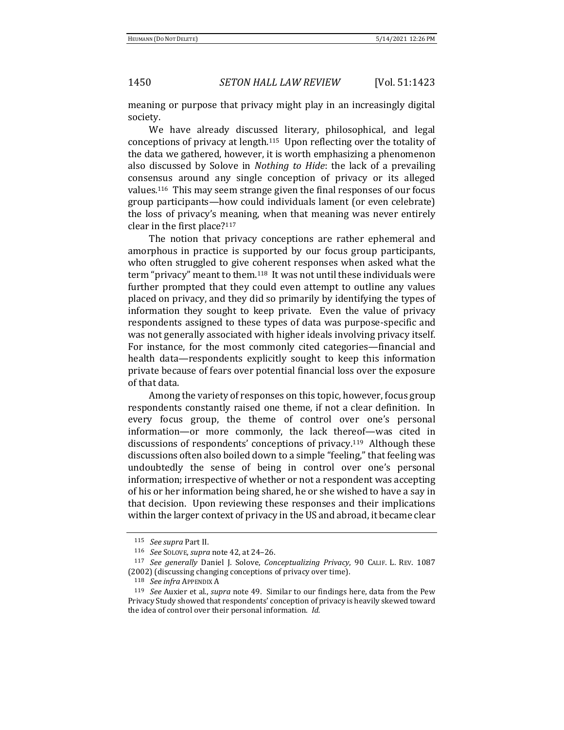meaning or purpose that privacy might play in an increasingly digital society.

We have already discussed literary, philosophical, and legal conceptions of privacy at length.[115] Upon reflecting over the totality of the data we gathered, however, it is worth emphasizing a phenomenon also discussed by Solove in *Nothing to Hide*: the lack of a prevailing consensus around any single conception of privacy or its alleged values.[116] This may seem strange given the final responses of our focus group participants—how could individuals lament (or even celebrate) the loss of privacy's meaning, when that meaning was never entirely clear in the first place?[117]

The notion that privacy conceptions are rather ephemeral and amorphous in practice is supported by our focus group participants, who often struggled to give coherent responses when asked what the term "privacy" meant to them.[118] It was not until these individuals were further prompted that they could even attempt to outline any values placed on privacy, and they did so primarily by identifying the types of information they sought to keep private. Even the value of privacy respondents assigned to these types of data was purpose-specific and was not generally associated with higher ideals involving privacy itself. For instance, for the most commonly cited categories—financial and health data—respondents explicitly sought to keep this information private because of fears over potential financial loss over the exposure of that data.

Among the variety of responses on this topic, however, focus group respondents constantly raised one theme, if not a clear definition. In every focus group, the theme of control over one's personal information—or more commonly, the lack thereof—was cited in discussions of respondents' conceptions of privacy.[119] Although these discussions often also boiled down to a simple "feeling," that feeling was undoubtedly the sense of being in control over one's personal information; irrespective of whether or not a respondent was accepting of his or her information being shared, he or she wished to have a say in that decision. Upon reviewing these responses and their implications within the larger context of privacy in the US and abroad, it became clear

---

[115] *See supra* Part II.

[116] *See* SOLOVE, *supra* note 42, at 24–26.

[117] *See generally* Daniel J. Solove, *Conceptualizing Privacy*, 90 CALIF. L. REV. 1087 (2002) (discussing changing conceptions of privacy over time).

[118] *See infra* APPENDIX A

[119] *See* Auxier et al., *supra* note 49. Similar to our findings here, data from the Pew Privacy Study showed that respondents' conception of privacy is heavily skewed toward the idea of control over their personal information. *Id.*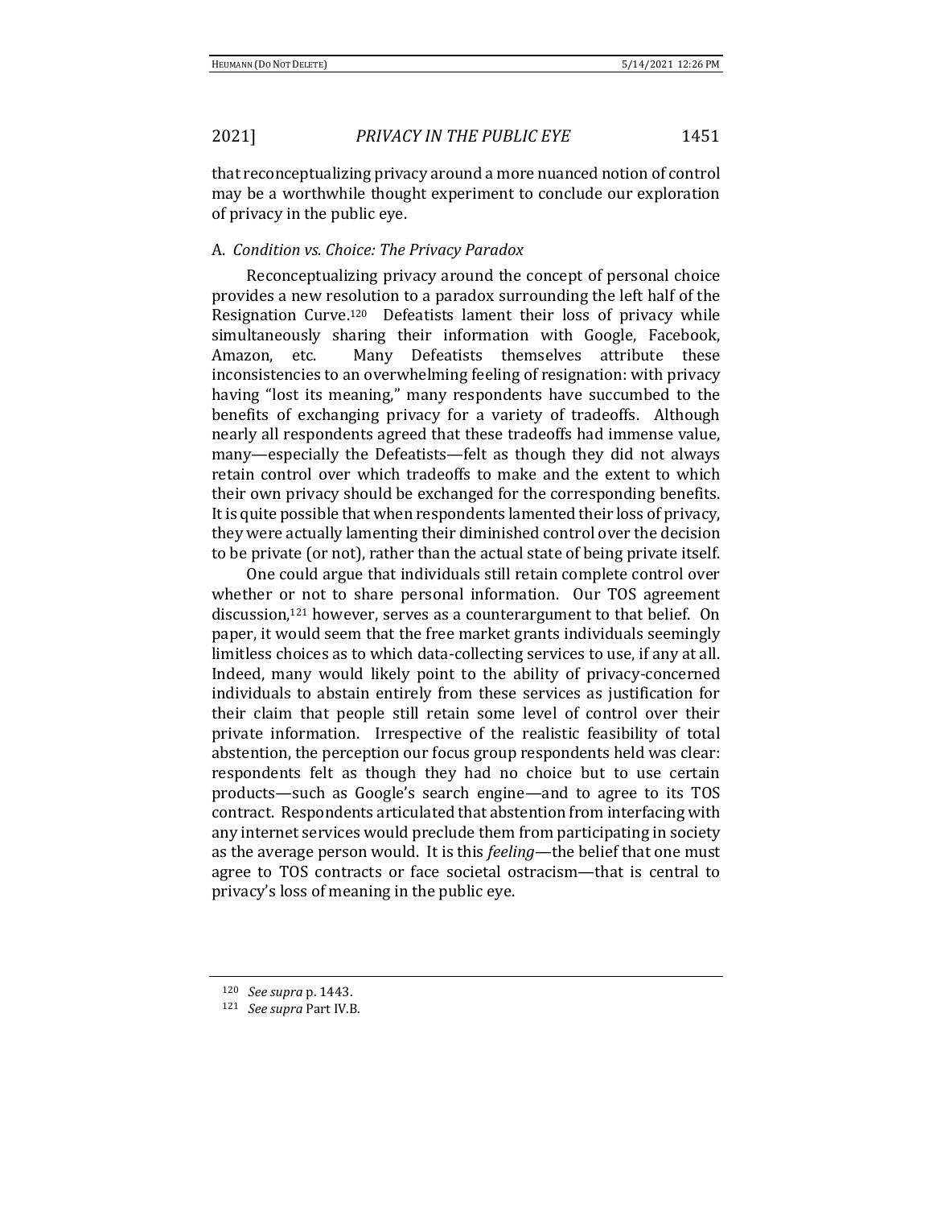that reconceptualizing privacy around a more nuanced notion of control may be a worthwhile thought experiment to conclude our exploration of privacy in the public eye.

### A. *Condition vs. Choice: The Privacy Paradox*

Reconceptualizing privacy around the concept of personal choice provides a new resolution to a paradox surrounding the left half of the Resignation Curve.[120] Defeatists lament their loss of privacy while simultaneously sharing their information with Google, Facebook, Amazon, etc. Many Defeatists themselves attribute these inconsistencies to an overwhelming feeling of resignation: with privacy having "lost its meaning," many respondents have succumbed to the benefits of exchanging privacy for a variety of tradeoffs. Although nearly all respondents agreed that these tradeoffs had immense value, many—especially the Defeatists—felt as though they did not always retain control over which tradeoffs to make and the extent to which their own privacy should be exchanged for the corresponding benefits. It is quite possible that when respondents lamented their loss of privacy, they were actually lamenting their diminished control over the decision to be private (or not), rather than the actual state of being private itself.

One could argue that individuals still retain complete control over whether or not to share personal information. Our TOS agreement discussion,[121] however, serves as a counterargument to that belief. On paper, it would seem that the free market grants individuals seemingly limitless choices as to which data-collecting services to use, if any at all. Indeed, many would likely point to the ability of privacy-concerned individuals to abstain entirely from these services as justification for their claim that people still retain some level of control over their private information. Irrespective of the realistic feasibility of total abstention, the perception our focus group respondents held was clear: respondents felt as though they had no choice but to use certain products—such as Google's search engine—and to agree to its TOS contract. Respondents articulated that abstention from interfacing with any internet services would preclude them from participating in society as the average person would. It is this *feeling*—the belief that one must agree to TOS contracts or face societal ostracism—that is central to privacy's loss of meaning in the public eye.

---

[120] *See supra* p. 1443.

[121] *See supra* Part IV.B.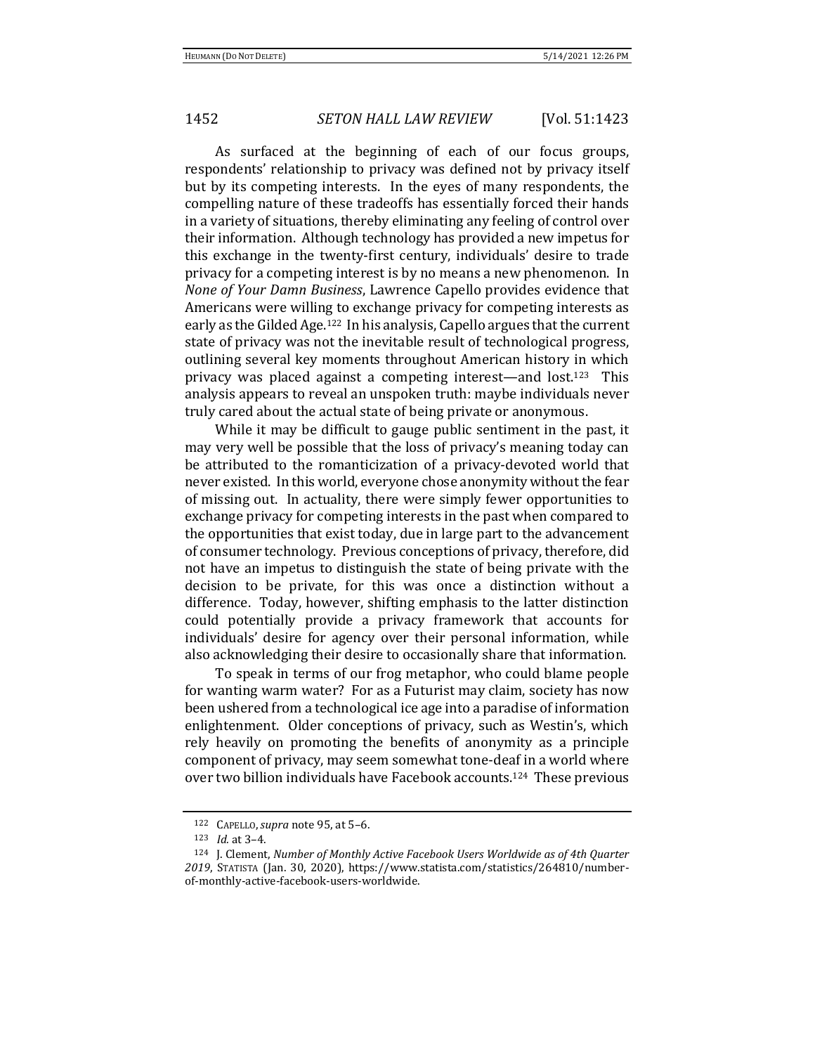As surfaced at the beginning of each of our focus groups, respondents' relationship to privacy was defined not by privacy itself but by its competing interests. In the eyes of many respondents, the compelling nature of these tradeoffs has essentially forced their hands in a variety of situations, thereby eliminating any feeling of control over their information. Although technology has provided a new impetus for this exchange in the twenty-first century, individuals' desire to trade privacy for a competing interest is by no means a new phenomenon. In *None of Your Damn Business*, Lawrence Capello provides evidence that Americans were willing to exchange privacy for competing interests as early as the Gilded Age.[122] In his analysis, Capello argues that the current state of privacy was not the inevitable result of technological progress, outlining several key moments throughout American history in which privacy was placed against a competing interest—and lost.[123] This analysis appears to reveal an unspoken truth: maybe individuals never truly cared about the actual state of being private or anonymous.

While it may be difficult to gauge public sentiment in the past, it may very well be possible that the loss of privacy's meaning today can be attributed to the romanticization of a privacy-devoted world that never existed. In this world, everyone chose anonymity without the fear of missing out. In actuality, there were simply fewer opportunities to exchange privacy for competing interests in the past when compared to the opportunities that exist today, due in large part to the advancement of consumer technology. Previous conceptions of privacy, therefore, did not have an impetus to distinguish the state of being private with the decision to be private, for this was once a distinction without a difference. Today, however, shifting emphasis to the latter distinction could potentially provide a privacy framework that accounts for individuals' desire for agency over their personal information, while also acknowledging their desire to occasionally share that information.

To speak in terms of our frog metaphor, who could blame people for wanting warm water? For as a Futurist may claim, society has now been ushered from a technological ice age into a paradise of information enlightenment. Older conceptions of privacy, such as Westin's, which rely heavily on promoting the benefits of anonymity as a principle component of privacy, may seem somewhat tone-deaf in a world where over two billion individuals have Facebook accounts.[124] These previous

---

[122] CAPELLO, *supra* note 95, at 5–6.

[123] *Id.* at 3–4.

[124] J. Clement, *Number of Monthly Active Facebook Users Worldwide as of 4th Quarter 2019*, STATISTA (Jan. 30, 2020), https://www.statista.com/statistics/264810/number-of-monthly-active-facebook-users-worldwide.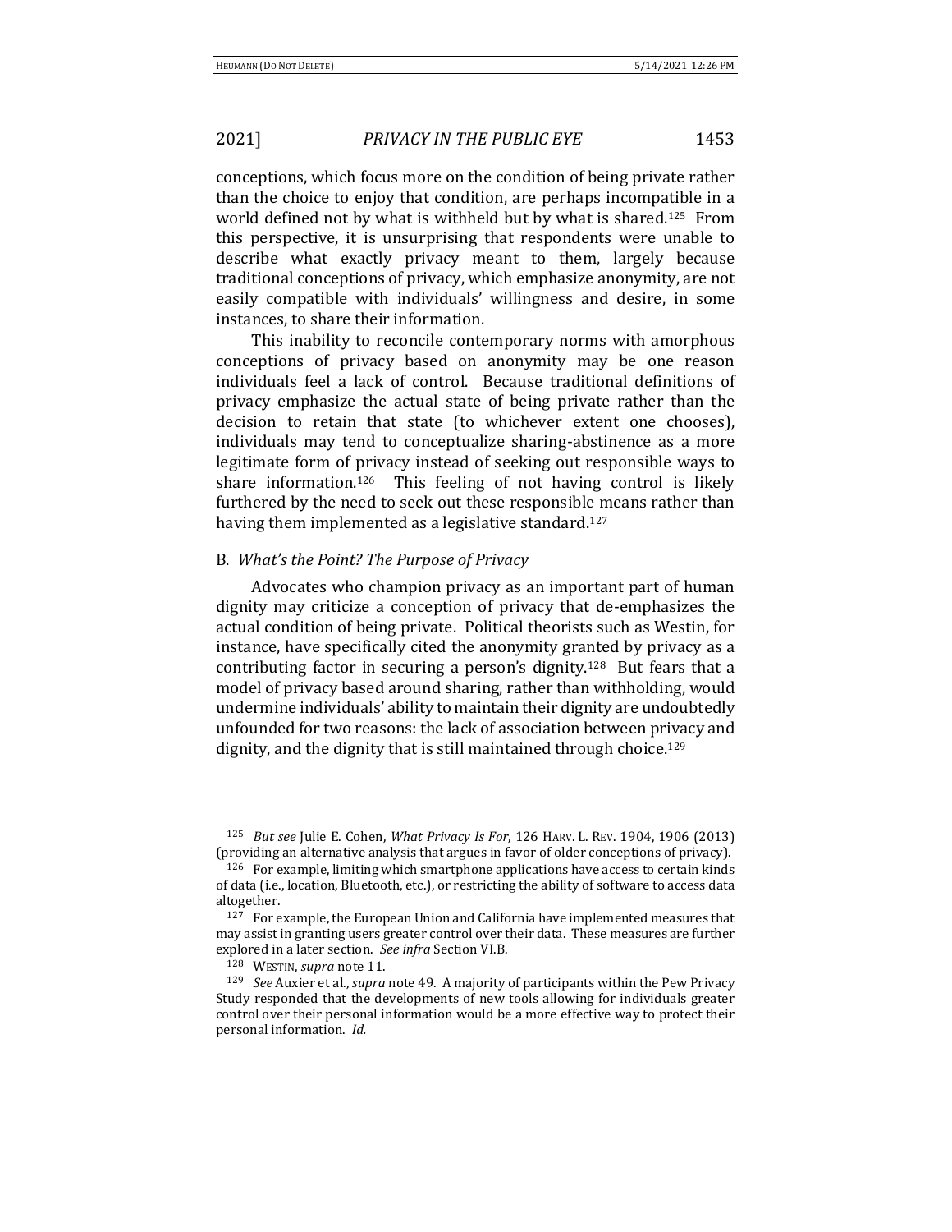conceptions, which focus more on the condition of being private rather than the choice to enjoy that condition, are perhaps incompatible in a world defined not by what is withheld but by what is shared.[125] From this perspective, it is unsurprising that respondents were unable to describe what exactly privacy meant to them, largely because traditional conceptions of privacy, which emphasize anonymity, are not easily compatible with individuals' willingness and desire, in some instances, to share their information.

This inability to reconcile contemporary norms with amorphous conceptions of privacy based on anonymity may be one reason individuals feel a lack of control. Because traditional definitions of privacy emphasize the actual state of being private rather than the decision to retain that state (to whichever extent one chooses), individuals may tend to conceptualize sharing-abstinence as a more legitimate form of privacy instead of seeking out responsible ways to share information.[126] This feeling of not having control is likely furthered by the need to seek out these responsible means rather than having them implemented as a legislative standard.[127]

### B. *What's the Point? The Purpose of Privacy*

Advocates who champion privacy as an important part of human dignity may criticize a conception of privacy that de-emphasizes the actual condition of being private. Political theorists such as Westin, for instance, have specifically cited the anonymity granted by privacy as a contributing factor in securing a person's dignity.[128] But fears that a model of privacy based around sharing, rather than withholding, would undermine individuals' ability to maintain their dignity are undoubtedly unfounded for two reasons: the lack of association between privacy and dignity, and the dignity that is still maintained through choice.[129]

---

[125] *But see* Julie E. Cohen, *What Privacy Is For*, 126 HARV. L. REV. 1904, 1906 (2013) (providing an alternative analysis that argues in favor of older conceptions of privacy).

[126] For example, limiting which smartphone applications have access to certain kinds of data (i.e., location, Bluetooth, etc.), or restricting the ability of software to access data altogether.

[127] For example, the European Union and California have implemented measures that may assist in granting users greater control over their data. These measures are further explored in a later section. *See infra* Section VI.B.

[128] WESTIN, *supra* note 11.

[129] *See* Auxier et al., *supra* note 49. A majority of participants within the Pew Privacy Study responded that the developments of new tools allowing for individuals greater control over their personal information would be a more effective way to protect their personal information. *Id.*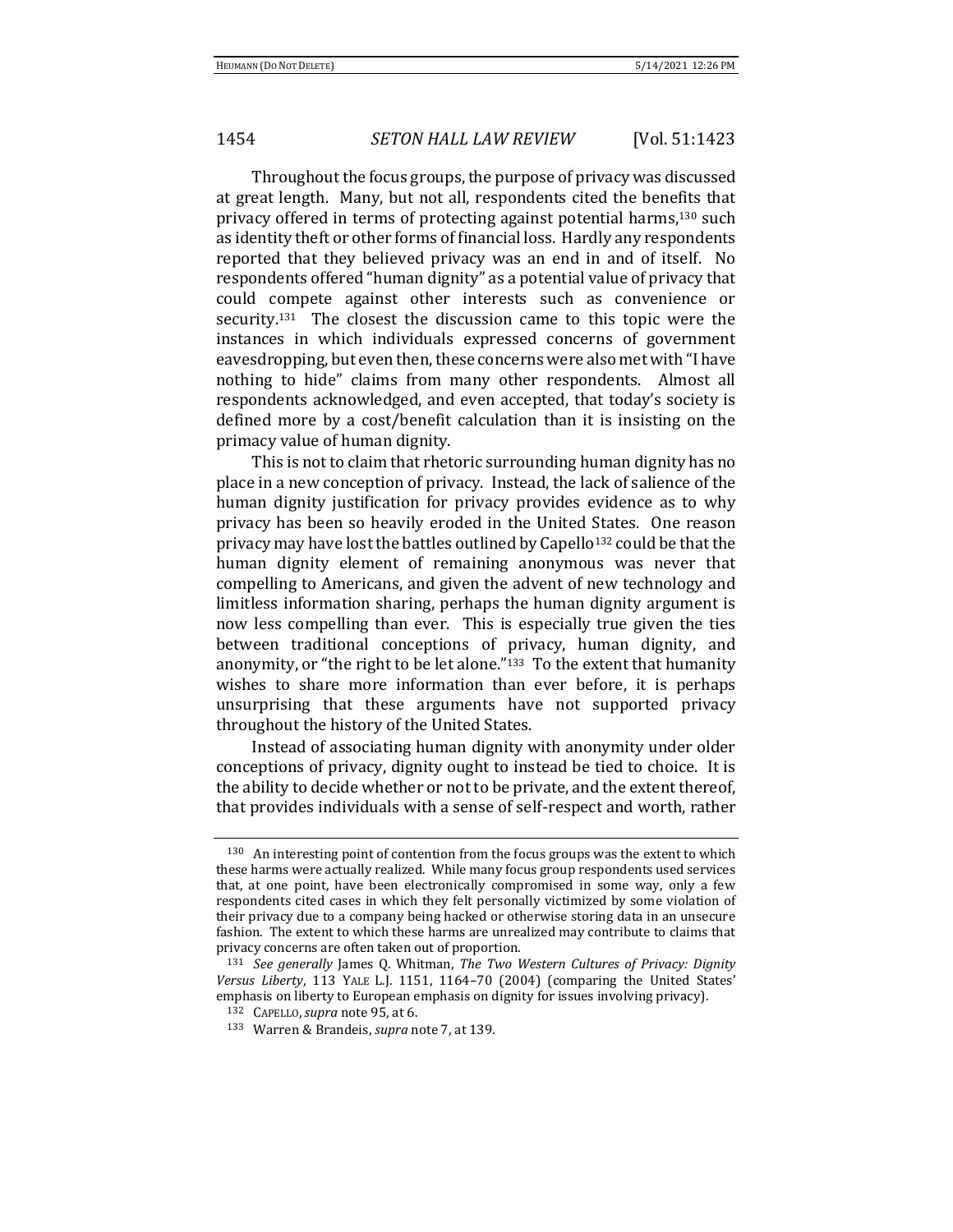Throughout the focus groups, the purpose of privacy was discussed at great length. Many, but not all, respondents cited the benefits that privacy offered in terms of protecting against potential harms,[130] such as identity theft or other forms of financial loss. Hardly any respondents reported that they believed privacy was an end in and of itself. No respondents offered "human dignity" as a potential value of privacy that could compete against other interests such as convenience or security.[131] The closest the discussion came to this topic were the instances in which individuals expressed concerns of government eavesdropping, but even then, these concerns were also met with "I have nothing to hide" claims from many other respondents. Almost all respondents acknowledged, and even accepted, that today's society is defined more by a cost/benefit calculation than it is insisting on the primacy value of human dignity.

This is not to claim that rhetoric surrounding human dignity has no place in a new conception of privacy. Instead, the lack of salience of the human dignity justification for privacy provides evidence as to why privacy has been so heavily eroded in the United States. One reason privacy may have lost the battles outlined by Capello[132] could be that the human dignity element of remaining anonymous was never that compelling to Americans, and given the advent of new technology and limitless information sharing, perhaps the human dignity argument is now less compelling than ever. This is especially true given the ties between traditional conceptions of privacy, human dignity, and anonymity, or "the right to be let alone."[133] To the extent that humanity wishes to share more information than ever before, it is perhaps unsurprising that these arguments have not supported privacy throughout the history of the United States.

Instead of associating human dignity with anonymity under older conceptions of privacy, dignity ought to instead be tied to choice. It is the ability to decide whether or not to be private, and the extent thereof, that provides individuals with a sense of self-respect and worth, rather

---

[130] An interesting point of contention from the focus groups was the extent to which these harms were actually realized. While many focus group respondents used services that, at one point, have been electronically compromised in some way, only a few respondents cited cases in which they felt personally victimized by some violation of their privacy due to a company being hacked or otherwise storing data in an unsecure fashion. The extent to which these harms are unrealized may contribute to claims that privacy concerns are often taken out of proportion.

[131] *See generally* James Q. Whitman, *The Two Western Cultures of Privacy: Dignity Versus Liberty*, 113 YALE L.J. 1151, 1164–70 (2004) (comparing the United States' emphasis on liberty to European emphasis on dignity for issues involving privacy).

[132] CAPELLO, *supra* note 95, at 6.

[133] Warren & Brandeis, *supra* note 7, at 139.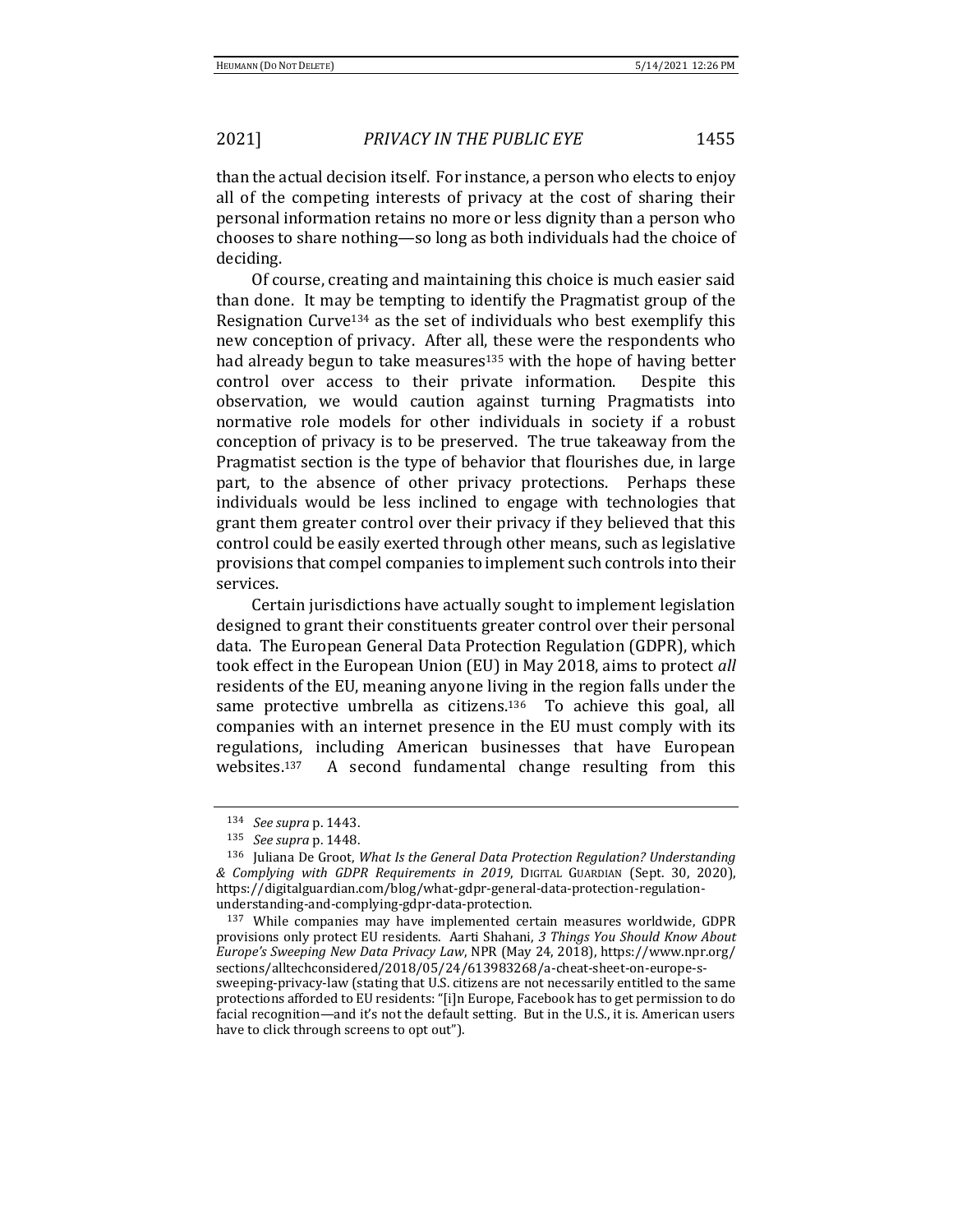than the actual decision itself. For instance, a person who elects to enjoy all of the competing interests of privacy at the cost of sharing their personal information retains no more or less dignity than a person who chooses to share nothing—so long as both individuals had the choice of deciding.

Of course, creating and maintaining this choice is much easier said than done. It may be tempting to identify the Pragmatist group of the Resignation Curve[134] as the set of individuals who best exemplify this new conception of privacy. After all, these were the respondents who had already begun to take measures[135] with the hope of having better control over access to their private information. Despite this observation, we would caution against turning Pragmatists into normative role models for other individuals in society if a robust conception of privacy is to be preserved. The true takeaway from the Pragmatist section is the type of behavior that flourishes due, in large part, to the absence of other privacy protections. Perhaps these individuals would be less inclined to engage with technologies that grant them greater control over their privacy if they believed that this control could be easily exerted through other means, such as legislative provisions that compel companies to implement such controls into their services.

Certain jurisdictions have actually sought to implement legislation designed to grant their constituents greater control over their personal data. The European General Data Protection Regulation (GDPR), which took effect in the European Union (EU) in May 2018, aims to protect *all* residents of the EU, meaning anyone living in the region falls under the same protective umbrella as citizens.[136] To achieve this goal, all companies with an internet presence in the EU must comply with its regulations, including American businesses that have European websites.[137] A second fundamental change resulting from this

---

[134] *See supra* p. 1443.

[135] *See supra* p. 1448.

[136] Juliana De Groot, *What Is the General Data Protection Regulation? Understanding & Complying with GDPR Requirements in 2019*, DIGITAL GUARDIAN (Sept. 30, 2020), https://digitalguardian.com/blog/what-gdpr-general-data-protection-regulation-understanding-and-complying-gdpr-data-protection.

[137] While companies may have implemented certain measures worldwide, GDPR provisions only protect EU residents. Aarti Shahani, *3 Things You Should Know About Europe's Sweeping New Data Privacy Law*, NPR (May 24, 2018), https://www.npr.org/sections/alltechconsidered/2018/05/24/613983268/a-cheat-sheet-on-europe-s-sweeping-privacy-law (stating that U.S. citizens are not necessarily entitled to the same protections afforded to EU residents: "[i]n Europe, Facebook has to get permission to do facial recognition—and it's not the default setting. But in the U.S., it is. American users have to click through screens to opt out").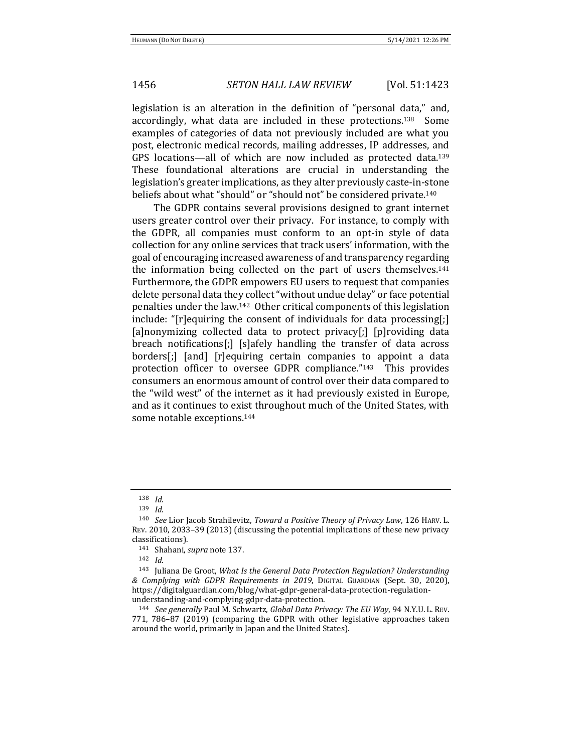legislation is an alteration in the definition of "personal data," and, accordingly, what data are included in these protections.[138] Some examples of categories of data not previously included are what you post, electronic medical records, mailing addresses, IP addresses, and GPS locations—all of which are now included as protected data.[139] These foundational alterations are crucial in understanding the legislation's greater implications, as they alter previously caste-in-stone beliefs about what "should" or "should not" be considered private.[140]

The GDPR contains several provisions designed to grant internet users greater control over their privacy. For instance, to comply with the GDPR, all companies must conform to an opt-in style of data collection for any online services that track users' information, with the goal of encouraging increased awareness of and transparency regarding the information being collected on the part of users themselves.[141] Furthermore, the GDPR empowers EU users to request that companies delete personal data they collect "without undue delay" or face potential penalties under the law.[142] Other critical components of this legislation include: "[r]equiring the consent of individuals for data processing[;] [a]nonymizing collected data to protect privacy[;] [p]roviding data breach notifications[;] [s]afely handling the transfer of data across borders[;] [and] [r]equiring certain companies to appoint a data protection officer to oversee GDPR compliance."[143] This provides consumers an enormous amount of control over their data compared to the "wild west" of the internet as it had previously existed in Europe, and as it continues to exist throughout much of the United States, with some notable exceptions.[144]

---

[138] *Id.*

[139] *Id.*

[140] *See* Lior Jacob Strahilevitz, *Toward a Positive Theory of Privacy Law*, 126 HARV. L. REV. 2010, 2033–39 (2013) (discussing the potential implications of these new privacy classifications).

[141] Shahani, *supra* note 137.

[142] *Id.*

[143] Juliana De Groot, *What Is the General Data Protection Regulation? Understanding & Complying with GDPR Requirements in 2019*, DIGITAL GUARDIAN (Sept. 30, 2020), https://digitalguardian.com/blog/what-gdpr-general-data-protection-regulation-understanding-and-complying-gdpr-data-protection.

[144] *See generally* Paul M. Schwartz, *Global Data Privacy: The EU Way*, 94 N.Y.U. L. REV. 771, 786–87 (2019) (comparing the GDPR with other legislative approaches taken around the world, primarily in Japan and the United States).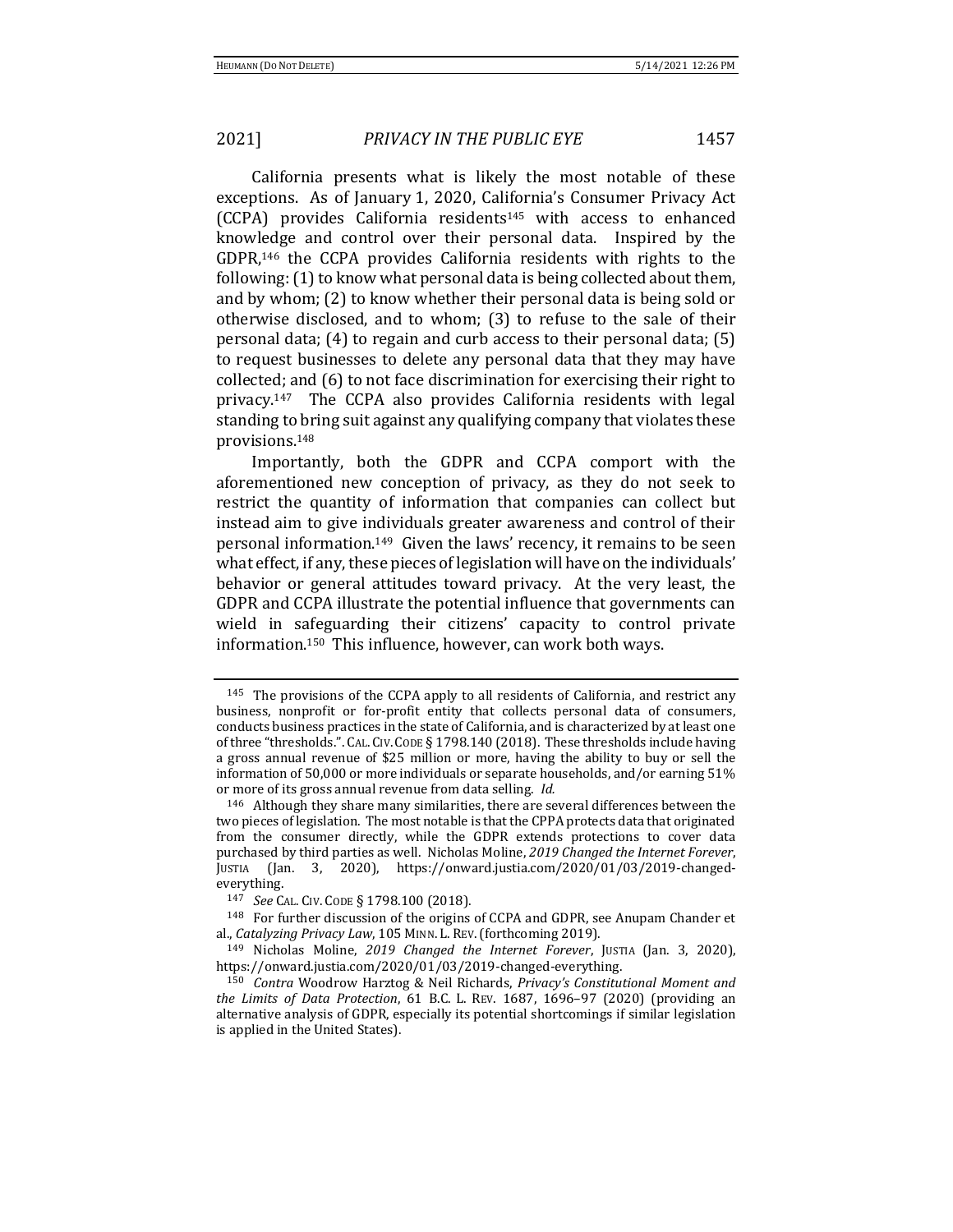California presents what is likely the most notable of these exceptions. As of January 1, 2020, California's Consumer Privacy Act (CCPA) provides California residents[145] with access to enhanced knowledge and control over their personal data. Inspired by the GDPR,[146] the CCPA provides California residents with rights to the following: (1) to know what personal data is being collected about them, and by whom; (2) to know whether their personal data is being sold or otherwise disclosed, and to whom; (3) to refuse to the sale of their personal data; (4) to regain and curb access to their personal data; (5) to request businesses to delete any personal data that they may have collected; and (6) to not face discrimination for exercising their right to privacy.[147] The CCPA also provides California residents with legal standing to bring suit against any qualifying company that violates these provisions.[148]

Importantly, both the GDPR and CCPA comport with the aforementioned new conception of privacy, as they do not seek to restrict the quantity of information that companies can collect but instead aim to give individuals greater awareness and control of their personal information.[149] Given the laws' recency, it remains to be seen what effect, if any, these pieces of legislation will have on the individuals' behavior or general attitudes toward privacy. At the very least, the GDPR and CCPA illustrate the potential influence that governments can wield in safeguarding their citizens' capacity to control private information.[150] This influence, however, can work both ways.

---

[145] The provisions of the CCPA apply to all residents of California, and restrict any business, nonprofit or for-profit entity that collects personal data of consumers, conducts business practices in the state of California, and is characterized by at least one of three "thresholds.". CAL. CIV. CODE § 1798.140 (2018). These thresholds include having a gross annual revenue of $25 million or more, having the ability to buy or sell the information of 50,000 or more individuals or separate households, and/or earning 51% or more of its gross annual revenue from data selling. *Id.*

[146] Although they share many similarities, there are several differences between the two pieces of legislation. The most notable is that the CPPA protects data that originated from the consumer directly, while the GDPR extends protections to cover data purchased by third parties as well. Nicholas Moline, *2019 Changed the Internet Forever*, JUSTIA (Jan. 3, 2020), https://onward.justia.com/2020/01/03/2019-changed-everything.

[147] *See* CAL. CIV. CODE § 1798.100 (2018).

[148] For further discussion of the origins of CCPA and GDPR, see Anupam Chander et al., *Catalyzing Privacy Law*, 105 MINN. L. REV. (forthcoming 2019).

[149] Nicholas Moline, *2019 Changed the Internet Forever*, JUSTIA (Jan. 3, 2020), https://onward.justia.com/2020/01/03/2019-changed-everything.

[150] *Contra* Woodrow Harztog & Neil Richards, *Privacy's Constitutional Moment and the Limits of Data Protection*, 61 B.C. L. REV. 1687, 1696–97 (2020) (providing an alternative analysis of GDPR, especially its potential shortcomings if similar legislation is applied in the United States).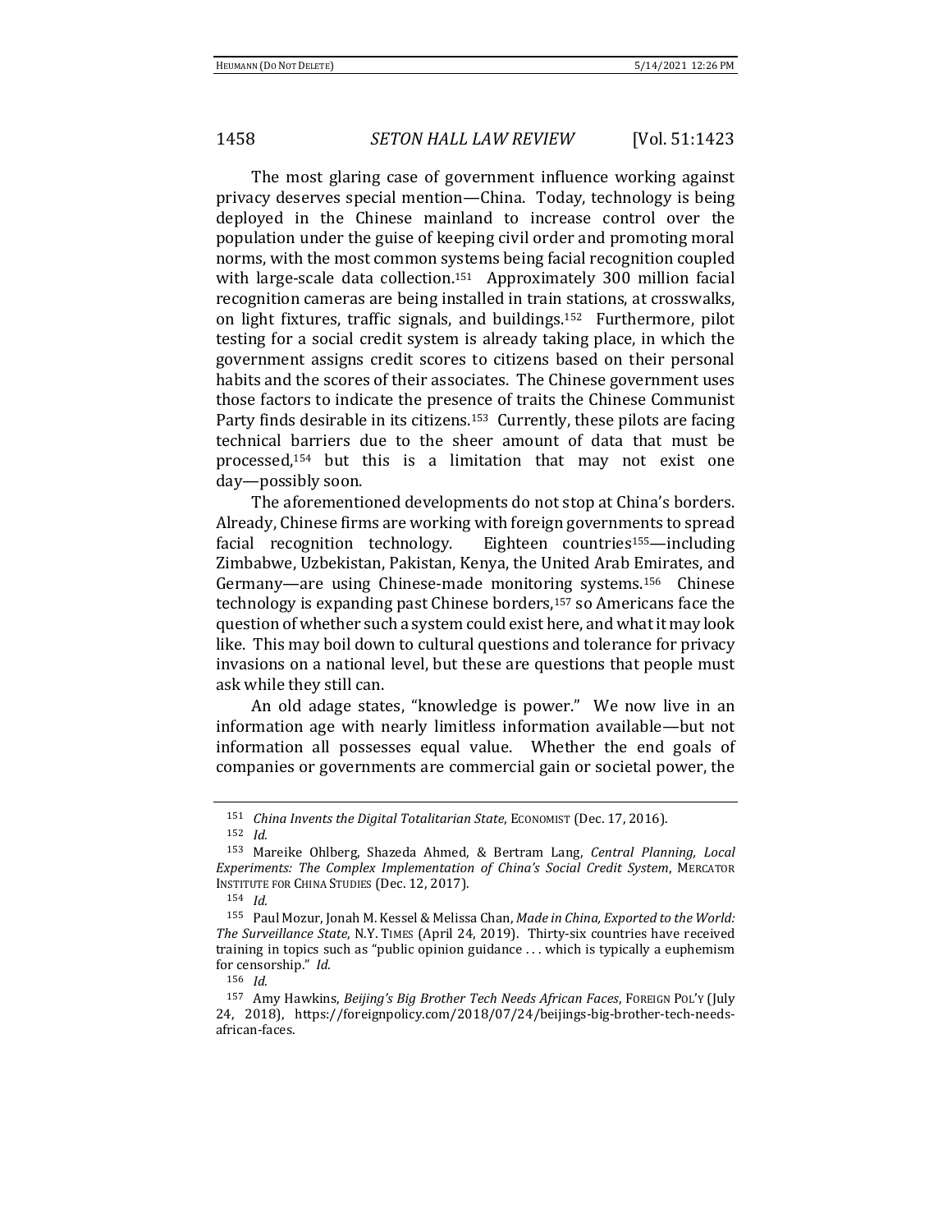The most glaring case of government influence working against privacy deserves special mention—China. Today, technology is being deployed in the Chinese mainland to increase control over the population under the guise of keeping civil order and promoting moral norms, with the most common systems being facial recognition coupled with large-scale data collection.[151] Approximately 300 million facial recognition cameras are being installed in train stations, at crosswalks, on light fixtures, traffic signals, and buildings.[152] Furthermore, pilot testing for a social credit system is already taking place, in which the government assigns credit scores to citizens based on their personal habits and the scores of their associates. The Chinese government uses those factors to indicate the presence of traits the Chinese Communist Party finds desirable in its citizens.[153] Currently, these pilots are facing technical barriers due to the sheer amount of data that must be processed,[154] but this is a limitation that may not exist one day—possibly soon.

The aforementioned developments do not stop at China's borders. Already, Chinese firms are working with foreign governments to spread facial recognition technology. Eighteen countries[155]—including Zimbabwe, Uzbekistan, Pakistan, Kenya, the United Arab Emirates, and Germany—are using Chinese-made monitoring systems.[156] Chinese technology is expanding past Chinese borders,[157] so Americans face the question of whether such a system could exist here, and what it may look like. This may boil down to cultural questions and tolerance for privacy invasions on a national level, but these are questions that people must ask while they still can.

An old adage states, "knowledge is power." We now live in an information age with nearly limitless information available—but not information all possesses equal value. Whether the end goals of companies or governments are commercial gain or societal power, the

---

[151] *China Invents the Digital Totalitarian State*, ECONOMIST (Dec. 17, 2016).

[152] *Id.*

[153] Mareike Ohlberg, Shazeda Ahmed, & Bertram Lang, *Central Planning, Local Experiments: The Complex Implementation of China's Social Credit System*, MERCATOR INSTITUTE FOR CHINA STUDIES (Dec. 12, 2017).

[154] *Id.*

[155] Paul Mozur, Jonah M. Kessel & Melissa Chan, *Made in China, Exported to the World: The Surveillance State*, N.Y. TIMES (April 24, 2019). Thirty-six countries have received training in topics such as "public opinion guidance . . . which is typically a euphemism for censorship." *Id.*

[156] *Id.*

[157] Amy Hawkins, *Beijing's Big Brother Tech Needs African Faces*, FOREIGN POL'Y (July 24, 2018), https://foreignpolicy.com/2018/07/24/beijings-big-brother-tech-needs-african-faces.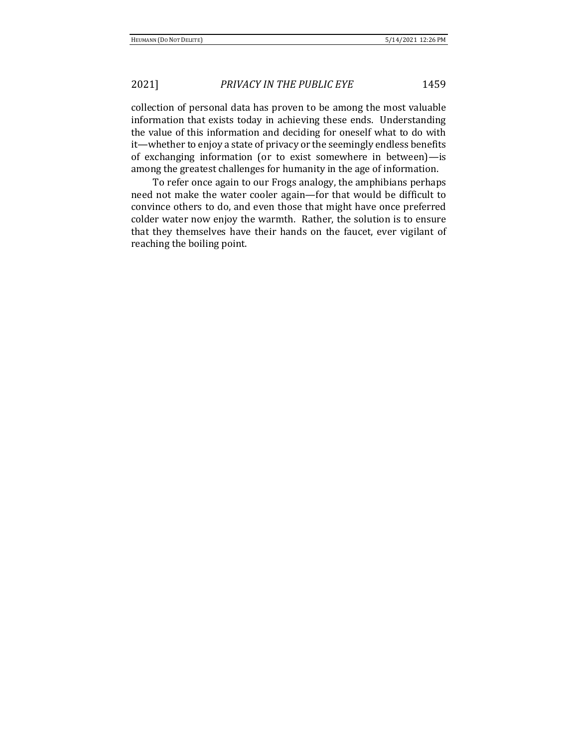collection of personal data has proven to be among the most valuable information that exists today in achieving these ends. Understanding the value of this information and deciding for oneself what to do with it—whether to enjoy a state of privacy or the seemingly endless benefits of exchanging information (or to exist somewhere in between)—is among the greatest challenges for humanity in the age of information.

To refer once again to our Frogs analogy, the amphibians perhaps need not make the water cooler again—for that would be difficult to convince others to do, and even those that might have once preferred colder water now enjoy the warmth. Rather, the solution is to ensure that they themselves have their hands on the faucet, ever vigilant of reaching the boiling point.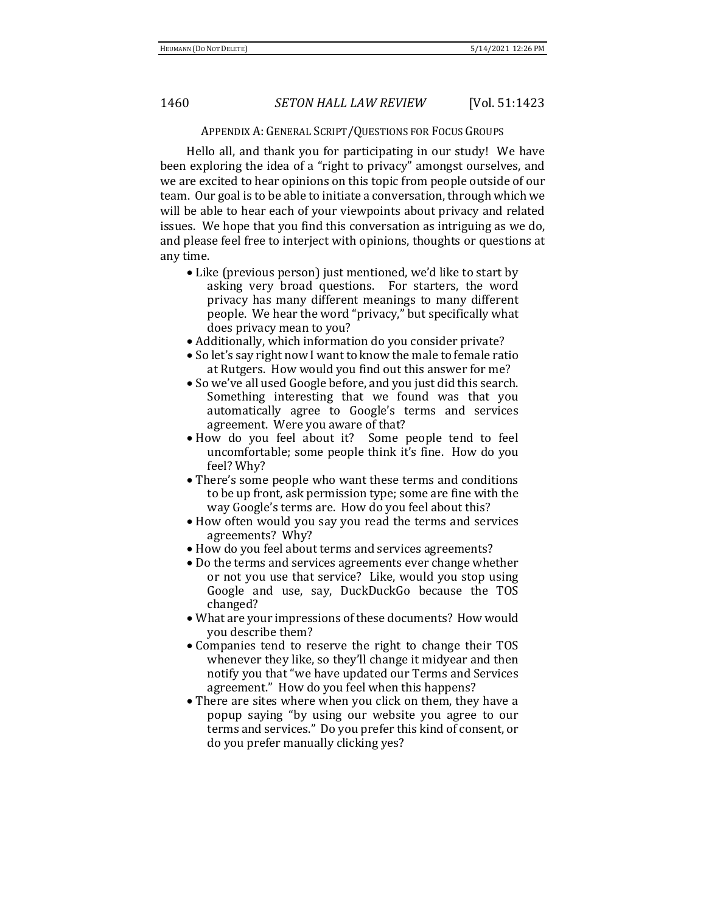## APPENDIX A: GENERAL SCRIPT/QUESTIONS FOR FOCUS GROUPS

Hello all, and thank you for participating in our study! We have been exploring the idea of a "right to privacy" amongst ourselves, and we are excited to hear opinions on this topic from people outside of our team. Our goal is to be able to initiate a conversation, through which we will be able to hear each of your viewpoints about privacy and related issues. We hope that you find this conversation as intriguing as we do, and please feel free to interject with opinions, thoughts or questions at any time.

- Like (previous person) just mentioned, we'd like to start by asking very broad questions. For starters, the word privacy has many different meanings to many different people. We hear the word "privacy," but specifically what does privacy mean to you?
- Additionally, which information do you consider private?
- So let's say right now I want to know the male to female ratio at Rutgers. How would you find out this answer for me?
- So we've all used Google before, and you just did this search. Something interesting that we found was that you automatically agree to Google's terms and services agreement. Were you aware of that?
- How do you feel about it? Some people tend to feel uncomfortable; some people think it's fine. How do you feel? Why?
- There's some people who want these terms and conditions to be up front, ask permission type; some are fine with the way Google's terms are. How do you feel about this?
- How often would you say you read the terms and services agreements? Why?
- How do you feel about terms and services agreements?
- Do the terms and services agreements ever change whether or not you use that service? Like, would you stop using Google and use, say, DuckDuckGo because the TOS changed?
- What are your impressions of these documents? How would you describe them?
- Companies tend to reserve the right to change their TOS whenever they like, so they'll change it midyear and then notify you that "we have updated our Terms and Services agreement." How do you feel when this happens?
- There are sites where when you click on them, they have a popup saying "by using our website you agree to our terms and services." Do you prefer this kind of consent, or do you prefer manually clicking yes?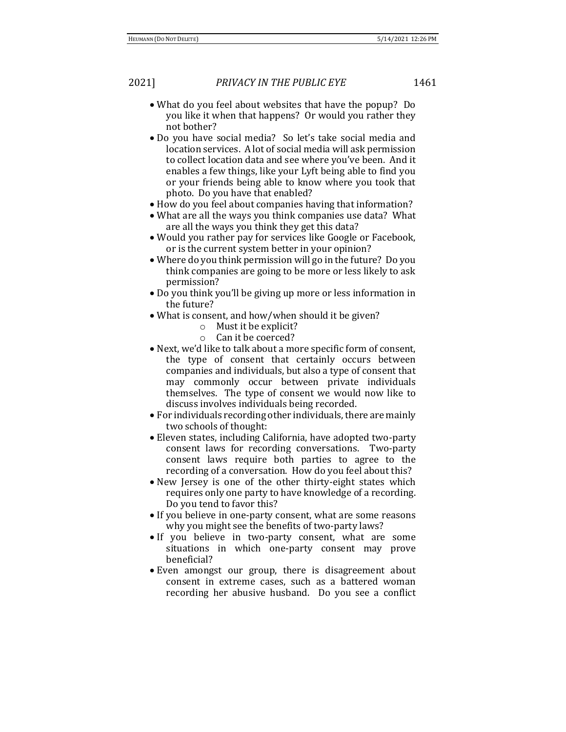- What do you feel about websites that have the popup? Do you like it when that happens? Or would you rather they not bother?
- Do you have social media? So let's take social media and location services. A lot of social media will ask permission to collect location data and see where you've been. And it enables a few things, like your Lyft being able to find you or your friends being able to know where you took that photo. Do you have that enabled?
- How do you feel about companies having that information?
- What are all the ways you think companies use data? What are all the ways you think they get this data?
- Would you rather pay for services like Google or Facebook, or is the current system better in your opinion?
- Where do you think permission will go in the future? Do you think companies are going to be more or less likely to ask permission?
- Do you think you'll be giving up more or less information in the future?
- What is consent, and how/when should it be given?
    - Must it be explicit?
    - Can it be coerced?
- Next, we'd like to talk about a more specific form of consent, the type of consent that certainly occurs between companies and individuals, but also a type of consent that may commonly occur between private individuals themselves. The type of consent we would now like to discuss involves individuals being recorded.
- For individuals recording other individuals, there are mainly two schools of thought:
- Eleven states, including California, have adopted two-party consent laws for recording conversations. Two-party consent laws require both parties to agree to the recording of a conversation. How do you feel about this?
- New Jersey is one of the other thirty-eight states which requires only one party to have knowledge of a recording. Do you tend to favor this?
- If you believe in one-party consent, what are some reasons why you might see the benefits of two-party laws?
- If you believe in two-party consent, what are some situations in which one-party consent may prove beneficial?
- Even amongst our group, there is disagreement about consent in extreme cases, such as a battered woman recording her abusive husband. Do you see a conflict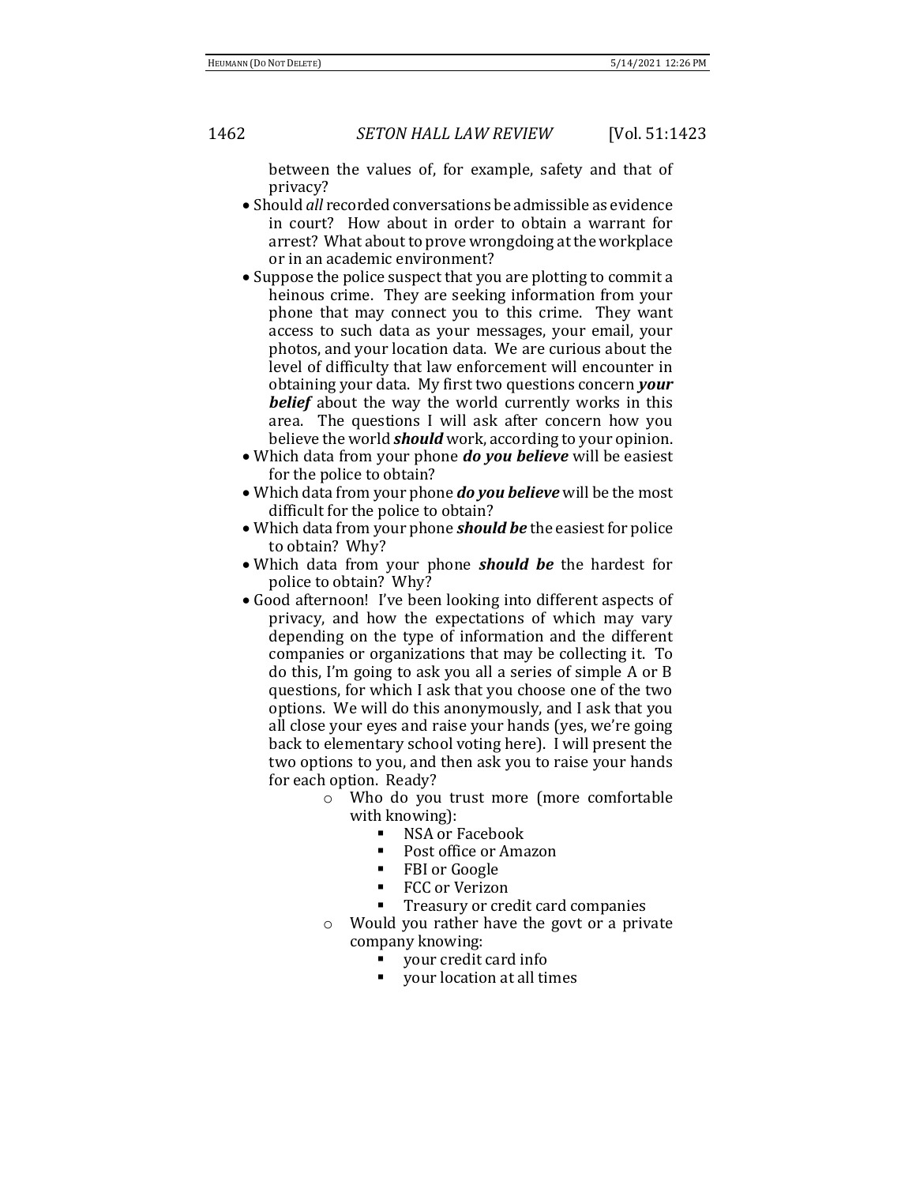between the values of, for example, safety and that of privacy?

- Should *all* recorded conversations be admissible as evidence in court? How about in order to obtain a warrant for arrest? What about to prove wrongdoing at the workplace or in an academic environment?
- Suppose the police suspect that you are plotting to commit a heinous crime. They are seeking information from your phone that may connect you to this crime. They want access to such data as your messages, your email, your photos, and your location data. We are curious about the level of difficulty that law enforcement will encounter in obtaining your data. My first two questions concern ***your belief*** about the way the world currently works in this area. The questions I will ask after concern how you believe the world ***should*** work, according to your opinion.
- Which data from your phone ***do you believe*** will be easiest for the police to obtain?
- Which data from your phone ***do you believe*** will be the most difficult for the police to obtain?
- Which data from your phone ***should be*** the easiest for police to obtain? Why?
- Which data from your phone ***should be*** the hardest for police to obtain? Why?
- Good afternoon! I've been looking into different aspects of privacy, and how the expectations of which may vary depending on the type of information and the different companies or organizations that may be collecting it. To do this, I'm going to ask you all a series of simple A or B questions, for which I ask that you choose one of the two options. We will do this anonymously, and I ask that you all close your eyes and raise your hands (yes, we're going back to elementary school voting here). I will present the two options to you, and then ask you to raise your hands for each option. Ready?
    - Who do you trust more (more comfortable with knowing):
        - NSA or Facebook
        - Post office or Amazon
        - FBI or Google
        - FCC or Verizon
        - Treasury or credit card companies
    - Would you rather have the govt or a private company knowing:
        - your credit card info
        - your location at all times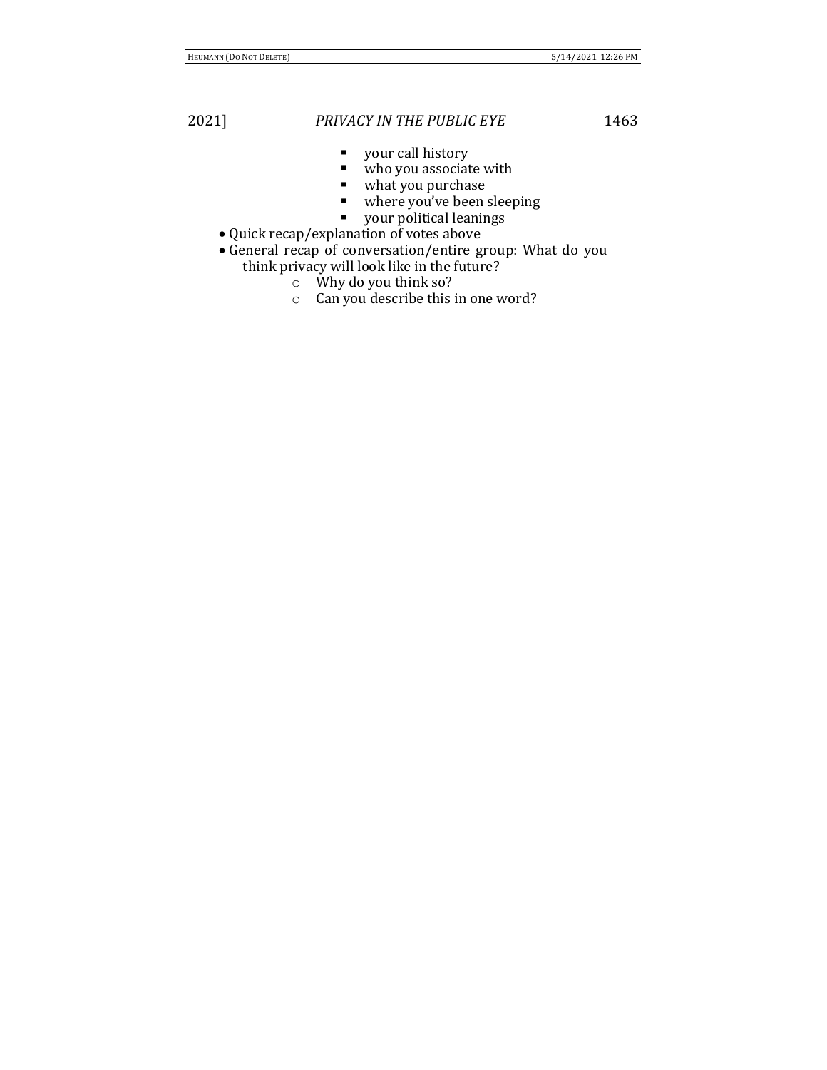- your call history
        - who you associate with
        - what you purchase
        - where you've been sleeping
        - your political leanings
- Quick recap/explanation of votes above
- General recap of conversation/entire group: What do you think privacy will look like in the future?
    - Why do you think so?
    - Can you describe this in one word?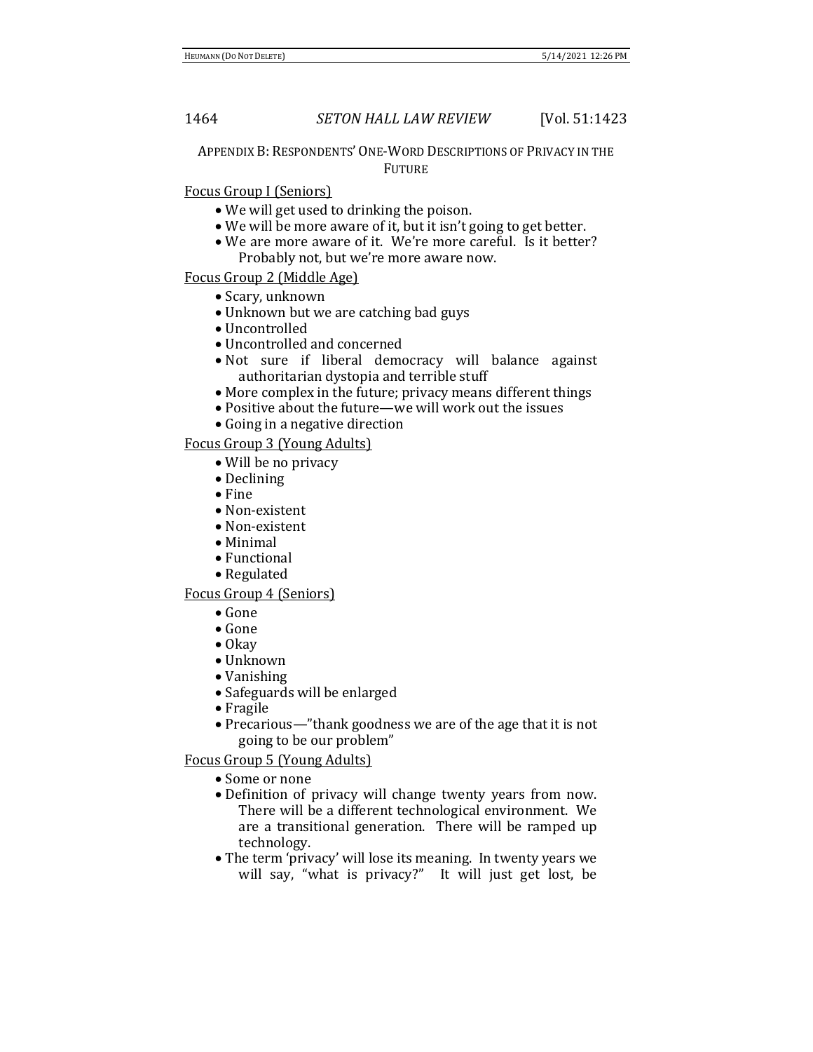## Appendix B: Respondents' One-Word Descriptions of Privacy in the Future

Focus Group I (Seniors)

- We will get used to drinking the poison.
- We will be more aware of it, but it isn't going to get better.
- We are more aware of it. We're more careful. Is it better? Probably not, but we're more aware now.

Focus Group 2 (Middle Age)

- Scary, unknown
- Unknown but we are catching bad guys
- Uncontrolled
- Uncontrolled and concerned
- Not sure if liberal democracy will balance against authoritarian dystopia and terrible stuff
- More complex in the future; privacy means different things
- Positive about the future—we will work out the issues
- Going in a negative direction

Focus Group 3 (Young Adults)

- Will be no privacy
- Declining
- Fine
- Non-existent
- Non-existent
- Minimal
- Functional
- Regulated

Focus Group 4 (Seniors)

- Gone
- Gone
- Okay
- Unknown
- Vanishing
- Safeguards will be enlarged
- Fragile
- Precarious—"thank goodness we are of the age that it is not going to be our problem"

Focus Group 5 (Young Adults)

- Some or none
- Definition of privacy will change twenty years from now. There will be a different technological environment. We are a transitional generation. There will be ramped up technology.
- The term 'privacy' will lose its meaning. In twenty years we will say, "what is privacy?" It will just get lost, be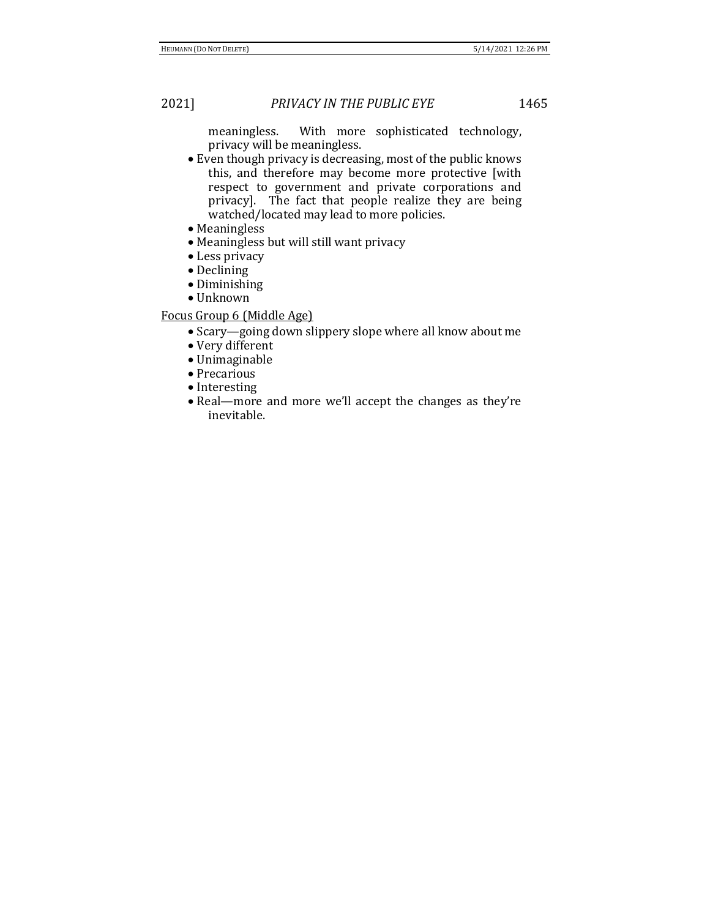meaningless. With more sophisticated technology, privacy will be meaningless.

- Even though privacy is decreasing, most of the public knows this, and therefore may become more protective [with respect to government and private corporations and privacy]. The fact that people realize they are being watched/located may lead to more policies.
- Meaningless
- Meaningless but will still want privacy
- Less privacy
- Declining
- Diminishing
- Unknown

<u>Focus Group 6 (Middle Age)</u>

- Scary—going down slippery slope where all know about me
- Very different
- Unimaginable
- Precarious
- Interesting
- Real—more and more we'll accept the changes as they're inevitable.